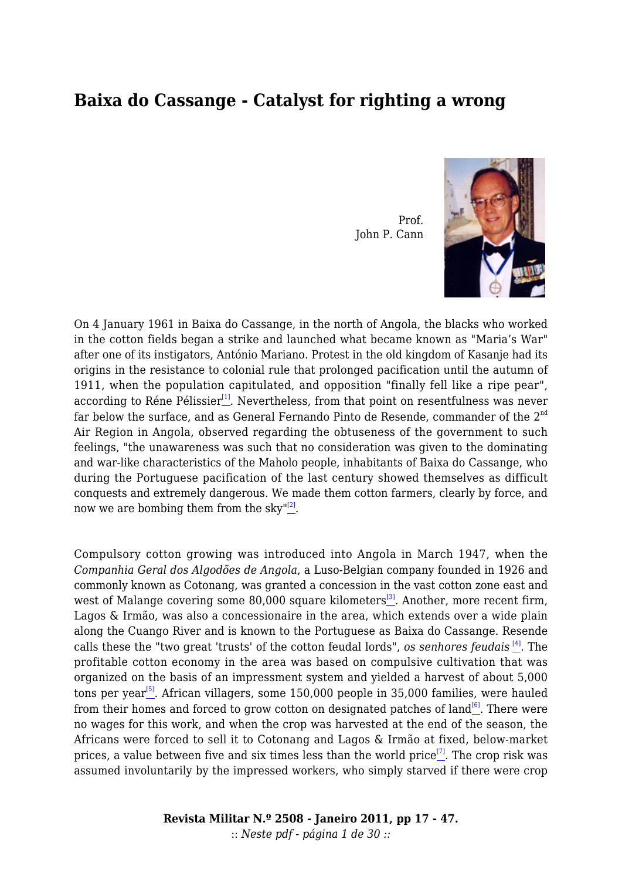# Baixa do Cassange - Catalyst for righting a wrong

Prof. John P. Cann

On 4 January 1961 in Baixa do Cassange, in the north of Angola, the blacks who worked in the cotton fields began a strike and launched what became known as "Maria's War" after one of its instigators, António Mariano. Protest in the old kingdom of Kasanje had its origins in the resistance to colonial rule that prolonged pacification until the autumn of 1911, when the population capitulated, and opposition "finally fell like a ripe pear", according to Réne Pélissier[1]. Nevertheless, from that point on resentfulness was never far below the surface, and as General Fernando Pinto de Resende, commander of the 2nd Air Region in Angola, observed regarding the obtuseness of the government to such feelings, "the unawareness was such that no consideration was given to the dominating and war-like characteristics of the Maholo people, inhabitants of Baixa do Cassange, who during the Portuguese pacification of the last century showed themselves as difficult conquests and extremely dangerous. We made them cotton farmers, clearly by force, and now we are bombing them from the sky"[2].

Compulsory cotton growing was introduced into Angola in March 1947, when the *Companhia Geral dos Algodões de Angola*, a Luso-Belgian company founded in 1926 and commonly known as Cotonang, was granted a concession in the vast cotton zone east and west of Malange covering some 80,000 square kilometers[3]. Another, more recent firm, Lagos & Irmão, was also a concessionaire in the area, which extends over a wide plain along the Cuango River and is known to the Portuguese as Baixa do Cassange. Resende calls these the "two great 'trusts' of the cotton feudal lords", *os senhores feudais* [4]. The profitable cotton economy in the area was based on compulsive cultivation that was organized on the basis of an impressment system and yielded a harvest of about 5,000 tons per year[5]. African villagers, some 150,000 people in 35,000 families, were hauled from their homes and forced to grow cotton on designated patches of land[6]. There were no wages for this work, and when the crop was harvested at the end of the season, the Africans were forced to sell it to Cotonang and Lagos & Irmão at fixed, below-market prices, a value between five and six times less than the world price[7]. The crop risk was assumed involuntarily by the impressed workers, who simply starved if there were crop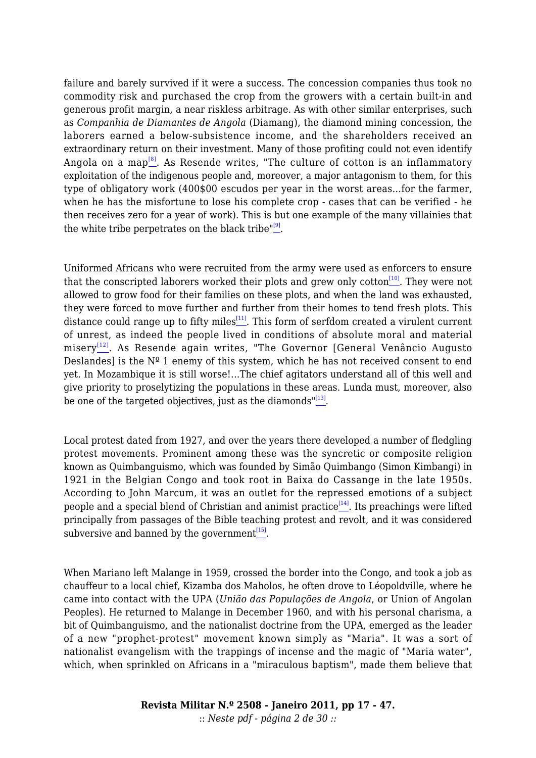failure and barely survived if it were a success. The concession companies thus took no commodity risk and purchased the crop from the growers with a certain built-in and generous profit margin, a near riskless arbitrage. As with other similar enterprises, such as *Companhia de Diamantes de Angola* (Diamang), the diamond mining concession, the laborers earned a below-subsistence income, and the shareholders received an extraordinary return on their investment. Many of those profiting could not even identify Angola on a map[8]. As Resende writes, "The culture of cotton is an inflammatory exploitation of the indigenous people and, moreover, a major antagonism to them, for this type of obligatory work (400$00 escudos per year in the worst areas...for the farmer, when he has the misfortune to lose his complete crop - cases that can be verified - he then receives zero for a year of work). This is but one example of the many villainies that the white tribe perpetrates on the black tribe"[9].

Uniformed Africans who were recruited from the army were used as enforcers to ensure that the conscripted laborers worked their plots and grew only cotton[10]. They were not allowed to grow food for their families on these plots, and when the land was exhausted, they were forced to move further and further from their homes to tend fresh plots. This distance could range up to fifty miles[11]. This form of serfdom created a virulent current of unrest, as indeed the people lived in conditions of absolute moral and material misery[12]. As Resende again writes, "The Governor [General Venâncio Augusto Deslandes] is the Nº 1 enemy of this system, which he has not received consent to end yet. In Mozambique it is still worse!...The chief agitators understand all of this well and give priority to proselytizing the populations in these areas. Lunda must, moreover, also be one of the targeted objectives, just as the diamonds"[13].

Local protest dated from 1927, and over the years there developed a number of fledgling protest movements. Prominent among these was the syncretic or composite religion known as Quimbanguismo, which was founded by Simão Quimbango (Simon Kimbangi) in 1921 in the Belgian Congo and took root in Baixa do Cassange in the late 1950s. According to John Marcum, it was an outlet for the repressed emotions of a subject people and a special blend of Christian and animist practice[14]. Its preachings were lifted principally from passages of the Bible teaching protest and revolt, and it was considered subversive and banned by the government[15].

When Mariano left Malange in 1959, crossed the border into the Congo, and took a job as chauffeur to a local chief, Kizamba dos Maholos, he often drove to Léopoldville, where he came into contact with the UPA (*União das Populações de Angola*, or Union of Angolan Peoples). He returned to Malange in December 1960, and with his personal charisma, a bit of Quimbanguismo, and the nationalist doctrine from the UPA, emerged as the leader of a new "prophet-protest" movement known simply as "Maria". It was a sort of nationalist evangelism with the trappings of incense and the magic of "Maria water", which, when sprinkled on Africans in a "miraculous baptism", made them believe that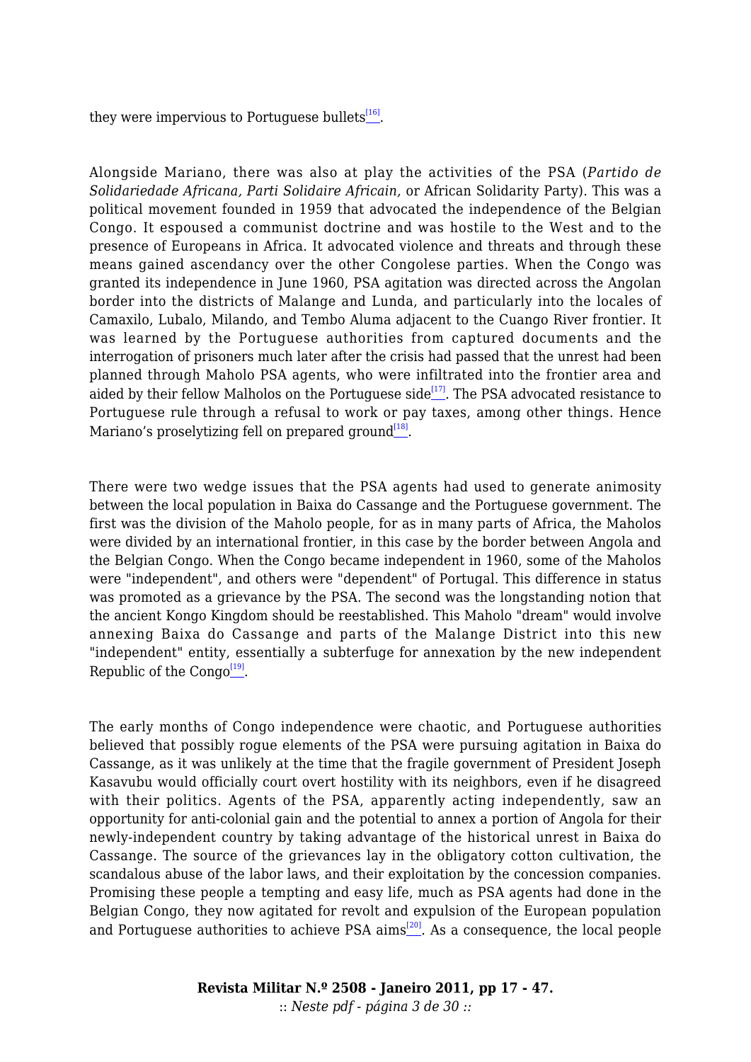they were impervious to Portuguese bullets[16].

Alongside Mariano, there was also at play the activities of the PSA (*Partido de Solidariedade Africana, Parti Solidaire Africain,* or African Solidarity Party). This was a political movement founded in 1959 that advocated the independence of the Belgian Congo. It espoused a communist doctrine and was hostile to the West and to the presence of Europeans in Africa. It advocated violence and threats and through these means gained ascendancy over the other Congolese parties. When the Congo was granted its independence in June 1960, PSA agitation was directed across the Angolan border into the districts of Malange and Lunda, and particularly into the locales of Camaxilo, Lubalo, Milando, and Tembo Aluma adjacent to the Cuango River frontier. It was learned by the Portuguese authorities from captured documents and the interrogation of prisoners much later after the crisis had passed that the unrest had been planned through Maholo PSA agents, who were infiltrated into the frontier area and aided by their fellow Malholos on the Portuguese side[17]. The PSA advocated resistance to Portuguese rule through a refusal to work or pay taxes, among other things. Hence Mariano's proselytizing fell on prepared ground[18].

There were two wedge issues that the PSA agents had used to generate animosity between the local population in Baixa do Cassange and the Portuguese government. The first was the division of the Maholo people, for as in many parts of Africa, the Maholos were divided by an international frontier, in this case by the border between Angola and the Belgian Congo. When the Congo became independent in 1960, some of the Maholos were "independent", and others were "dependent" of Portugal. This difference in status was promoted as a grievance by the PSA. The second was the longstanding notion that the ancient Kongo Kingdom should be reestablished. This Maholo "dream" would involve annexing Baixa do Cassange and parts of the Malange District into this new "independent" entity, essentially a subterfuge for annexation by the new independent Republic of the Congo[19].

The early months of Congo independence were chaotic, and Portuguese authorities believed that possibly rogue elements of the PSA were pursuing agitation in Baixa do Cassange, as it was unlikely at the time that the fragile government of President Joseph Kasavubu would officially court overt hostility with its neighbors, even if he disagreed with their politics. Agents of the PSA, apparently acting independently, saw an opportunity for anti-colonial gain and the potential to annex a portion of Angola for their newly-independent country by taking advantage of the historical unrest in Baixa do Cassange. The source of the grievances lay in the obligatory cotton cultivation, the scandalous abuse of the labor laws, and their exploitation by the concession companies. Promising these people a tempting and easy life, much as PSA agents had done in the Belgian Congo, they now agitated for revolt and expulsion of the European population and Portuguese authorities to achieve PSA aims[20]. As a consequence, the local people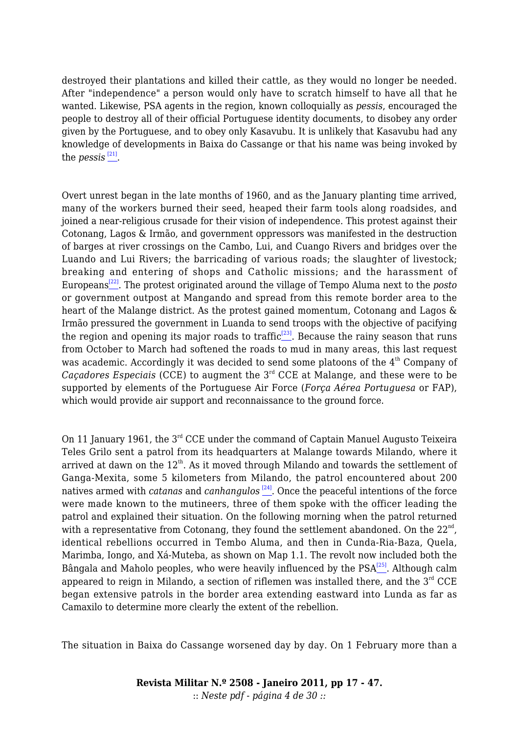destroyed their plantations and killed their cattle, as they would no longer be needed. After "independence" a person would only have to scratch himself to have all that he wanted. Likewise, PSA agents in the region, known colloquially as *pessis*, encouraged the people to destroy all of their official Portuguese identity documents, to disobey any order given by the Portuguese, and to obey only Kasavubu. It is unlikely that Kasavubu had any knowledge of developments in Baixa do Cassange or that his name was being invoked by the *pessis* [21].

Overt unrest began in the late months of 1960, and as the January planting time arrived, many of the workers burned their seed, heaped their farm tools along roadsides, and joined a near-religious crusade for their vision of independence. This protest against their Cotonang, Lagos & Irmão, and government oppressors was manifested in the destruction of barges at river crossings on the Cambo, Lui, and Cuango Rivers and bridges over the Luando and Lui Rivers; the barricading of various roads; the slaughter of livestock; breaking and entering of shops and Catholic missions; and the harassment of Europeans[22]. The protest originated around the village of Tempo Aluma next to the *posto* or government outpost at Mangando and spread from this remote border area to the heart of the Malange district. As the protest gained momentum, Cotonang and Lagos & Irmão pressured the government in Luanda to send troops with the objective of pacifying the region and opening its major roads to traffic[23]. Because the rainy season that runs from October to March had softened the roads to mud in many areas, this last request was academic. Accordingly it was decided to send some platoons of the 4th Company of *Caçadores Especiais* (CCE) to augment the 3rd CCE at Malange, and these were to be supported by elements of the Portuguese Air Force (*Força Aérea Portuguesa* or FAP), which would provide air support and reconnaissance to the ground force.

On 11 January 1961, the 3rd CCE under the command of Captain Manuel Augusto Teixeira Teles Grilo sent a patrol from its headquarters at Malange towards Milando, where it arrived at dawn on the 12th. As it moved through Milando and towards the settlement of Ganga-Mexita, some 5 kilometers from Milando, the patrol encountered about 200 natives armed with *catanas* and *canhangulos* [24]. Once the peaceful intentions of the force were made known to the mutineers, three of them spoke with the officer leading the patrol and explained their situation. On the following morning when the patrol returned with a representative from Cotonang, they found the settlement abandoned. On the 22nd, identical rebellions occurred in Tembo Aluma, and then in Cunda-Ria-Baza, Quela, Marimba, Iongo, and Xá-Muteba, as shown on Map 1.1. The revolt now included both the Bângala and Maholo peoples, who were heavily influenced by the PSA[25]. Although calm appeared to reign in Milando, a section of riflemen was installed there, and the 3rd CCE began extensive patrols in the border area extending eastward into Lunda as far as Camaxilo to determine more clearly the extent of the rebellion.

The situation in Baixa do Cassange worsened day by day. On 1 February more than a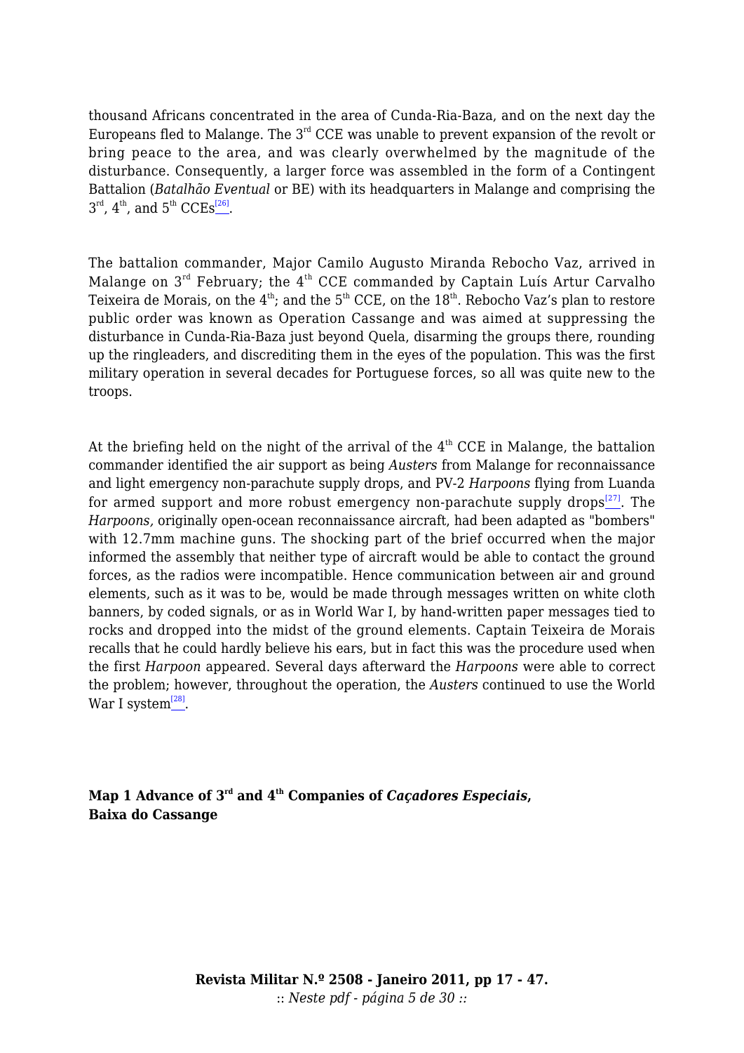thousand Africans concentrated in the area of Cunda-Ria-Baza, and on the next day the Europeans fled to Malange. The 3rd CCE was unable to prevent expansion of the revolt or bring peace to the area, and was clearly overwhelmed by the magnitude of the disturbance. Consequently, a larger force was assembled in the form of a Contingent Battalion (*Batalhão Eventual* or BE) with its headquarters in Malange and comprising the 3rd, 4th, and 5th CCEs[26].

The battalion commander, Major Camilo Augusto Miranda Rebocho Vaz, arrived in Malange on 3rd February; the 4th CCE commanded by Captain Luís Artur Carvalho Teixeira de Morais, on the 4th; and the 5th CCE, on the 18th. Rebocho Vaz's plan to restore public order was known as Operation Cassange and was aimed at suppressing the disturbance in Cunda-Ria-Baza just beyond Quela, disarming the groups there, rounding up the ringleaders, and discrediting them in the eyes of the population. This was the first military operation in several decades for Portuguese forces, so all was quite new to the troops.

At the briefing held on the night of the arrival of the 4th CCE in Malange, the battalion commander identified the air support as being *Austers* from Malange for reconnaissance and light emergency non-parachute supply drops, and PV-2 *Harpoons* flying from Luanda for armed support and more robust emergency non-parachute supply drops[27]. The *Harpoons,* originally open-ocean reconnaissance aircraft, had been adapted as "bombers" with 12.7mm machine guns. The shocking part of the brief occurred when the major informed the assembly that neither type of aircraft would be able to contact the ground forces, as the radios were incompatible. Hence communication between air and ground elements, such as it was to be, would be made through messages written on white cloth banners, by coded signals, or as in World War I, by hand-written paper messages tied to rocks and dropped into the midst of the ground elements. Captain Teixeira de Morais recalls that he could hardly believe his ears, but in fact this was the procedure used when the first *Harpoon* appeared. Several days afterward the *Harpoons* were able to correct the problem; however, throughout the operation, the *Austers* continued to use the World War I system[28].

**Map 1 Advance of 3rd and 4th Companies of *Caçadores Especiais*, Baixa do Cassange**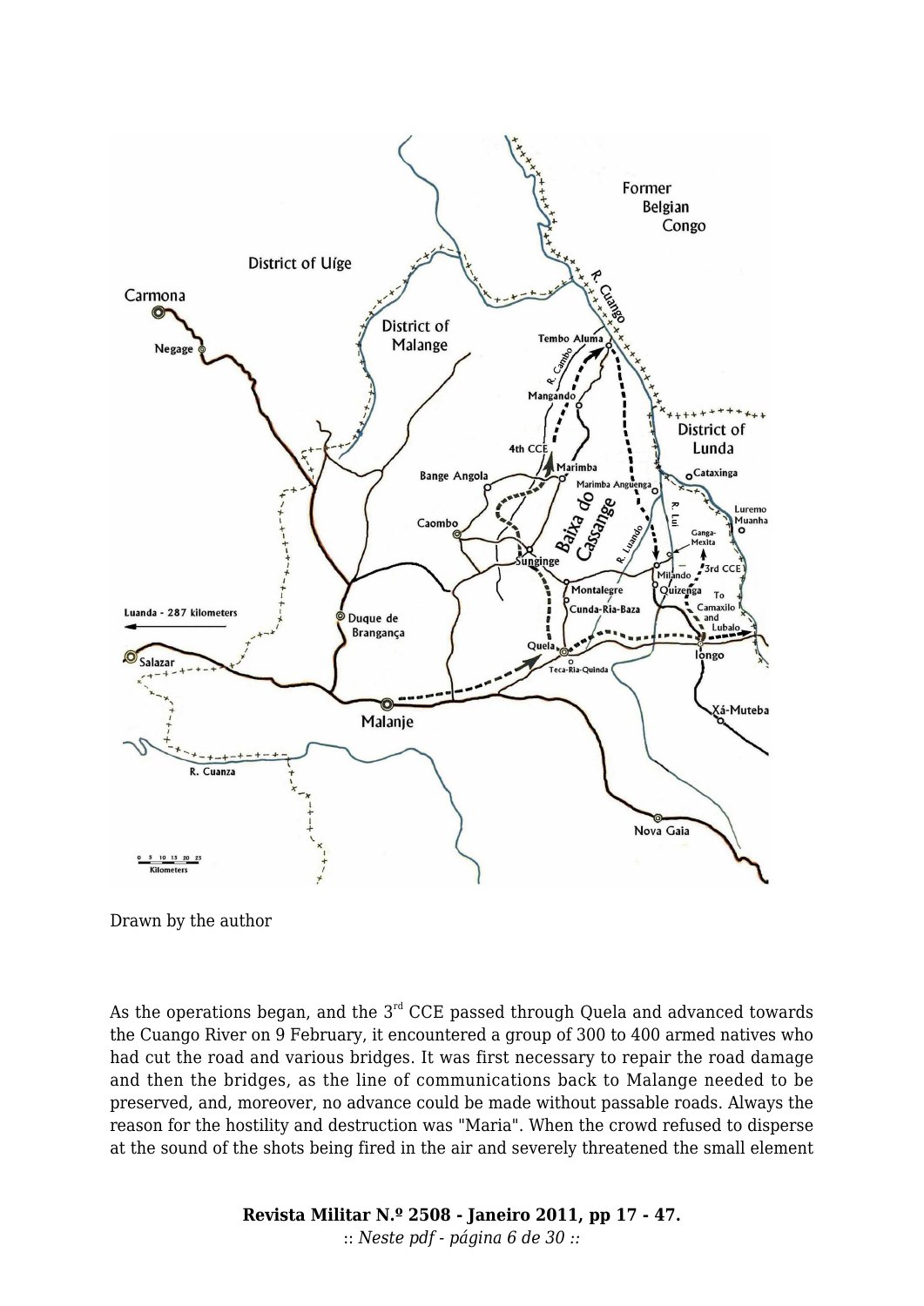Drawn by the author

As the operations began, and the 3rd CCE passed through Quela and advanced towards the Cuango River on 9 February, it encountered a group of 300 to 400 armed natives who had cut the road and various bridges. It was first necessary to repair the road damage and then the bridges, as the line of communications back to Malange needed to be preserved, and, moreover, no advance could be made without passable roads. Always the reason for the hostility and destruction was "Maria". When the crowd refused to disperse at the sound of the shots being fired in the air and severely threatened the small element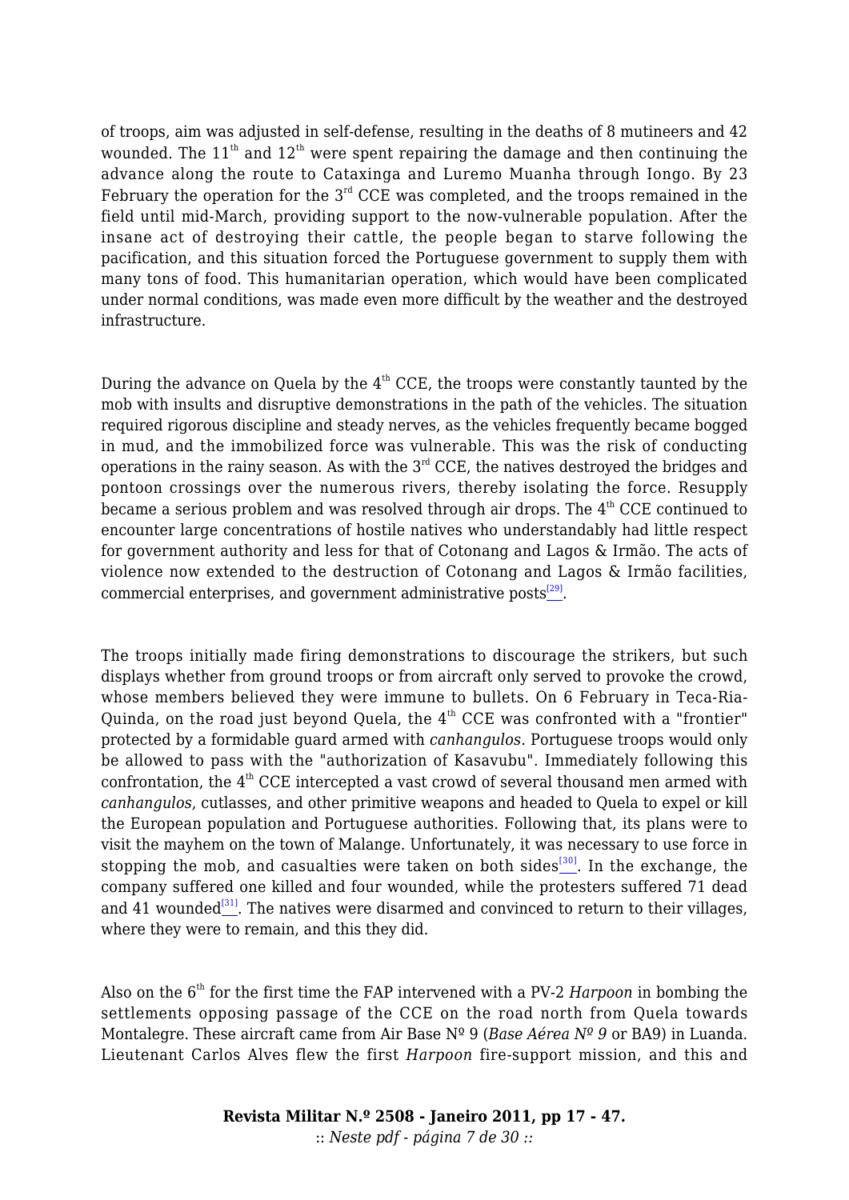of troops, aim was adjusted in self-defense, resulting in the deaths of 8 mutineers and 42 wounded. The 11th and 12th were spent repairing the damage and then continuing the advance along the route to Cataxinga and Luremo Muanha through Iongo. By 23 February the operation for the 3rd CCE was completed, and the troops remained in the field until mid-March, providing support to the now-vulnerable population. After the insane act of destroying their cattle, the people began to starve following the pacification, and this situation forced the Portuguese government to supply them with many tons of food. This humanitarian operation, which would have been complicated under normal conditions, was made even more difficult by the weather and the destroyed infrastructure.

During the advance on Quela by the 4th CCE, the troops were constantly taunted by the mob with insults and disruptive demonstrations in the path of the vehicles. The situation required rigorous discipline and steady nerves, as the vehicles frequently became bogged in mud, and the immobilized force was vulnerable. This was the risk of conducting operations in the rainy season. As with the 3rd CCE, the natives destroyed the bridges and pontoon crossings over the numerous rivers, thereby isolating the force. Resupply became a serious problem and was resolved through air drops. The 4th CCE continued to encounter large concentrations of hostile natives who understandably had little respect for government authority and less for that of Cotonang and Lagos & Irmão. The acts of violence now extended to the destruction of Cotonang and Lagos & Irmão facilities, commercial enterprises, and government administrative posts[29].

The troops initially made firing demonstrations to discourage the strikers, but such displays whether from ground troops or from aircraft only served to provoke the crowd, whose members believed they were immune to bullets. On 6 February in Teca-Ria-Quinda, on the road just beyond Quela, the 4th CCE was confronted with a "frontier" protected by a formidable guard armed with *canhangulos*. Portuguese troops would only be allowed to pass with the "authorization of Kasavubu". Immediately following this confrontation, the 4th CCE intercepted a vast crowd of several thousand men armed with *canhangulos*, cutlasses, and other primitive weapons and headed to Quela to expel or kill the European population and Portuguese authorities. Following that, its plans were to visit the mayhem on the town of Malange. Unfortunately, it was necessary to use force in stopping the mob, and casualties were taken on both sides[30]. In the exchange, the company suffered one killed and four wounded, while the protesters suffered 71 dead and 41 wounded[31]. The natives were disarmed and convinced to return to their villages, where they were to remain, and this they did.

Also on the 6th for the first time the FAP intervened with a PV-2 *Harpoon* in bombing the settlements opposing passage of the CCE on the road north from Quela towards Montalegre. These aircraft came from Air Base Nº 9 (*Base Aérea Nº 9* or BA9) in Luanda. Lieutenant Carlos Alves flew the first *Harpoon* fire-support mission, and this and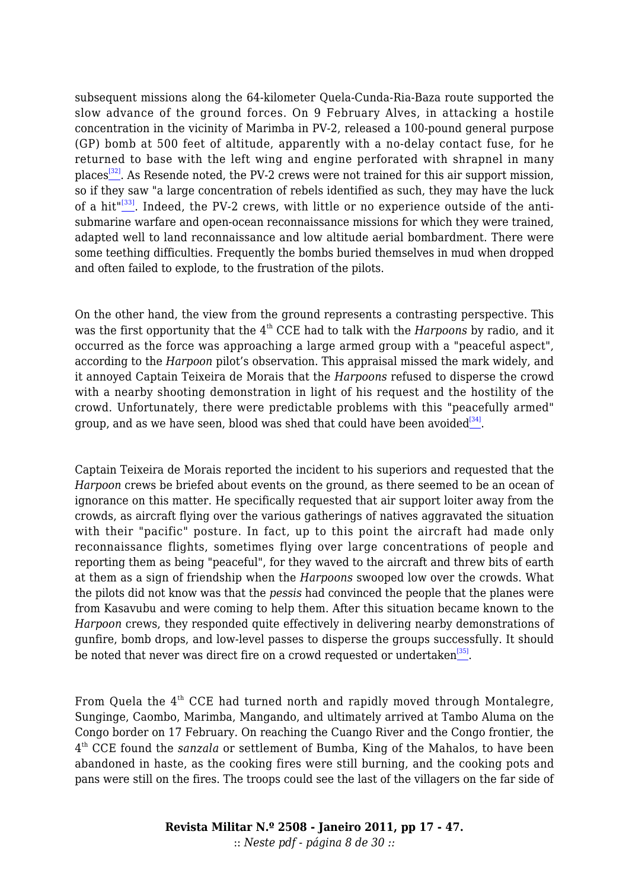subsequent missions along the 64-kilometer Quela-Cunda-Ria-Baza route supported the slow advance of the ground forces. On 9 February Alves, in attacking a hostile concentration in the vicinity of Marimba in PV-2, released a 100-pound general purpose (GP) bomb at 500 feet of altitude, apparently with a no-delay contact fuse, for he returned to base with the left wing and engine perforated with shrapnel in many places[32]. As Resende noted, the PV-2 crews were not trained for this air support mission, so if they saw "a large concentration of rebels identified as such, they may have the luck of a hit"[33]. Indeed, the PV-2 crews, with little or no experience outside of the anti-submarine warfare and open-ocean reconnaissance missions for which they were trained, adapted well to land reconnaissance and low altitude aerial bombardment. There were some teething difficulties. Frequently the bombs buried themselves in mud when dropped and often failed to explode, to the frustration of the pilots.

On the other hand, the view from the ground represents a contrasting perspective. This was the first opportunity that the 4th CCE had to talk with the *Harpoons* by radio, and it occurred as the force was approaching a large armed group with a "peaceful aspect", according to the *Harpoon* pilot's observation. This appraisal missed the mark widely, and it annoyed Captain Teixeira de Morais that the *Harpoons* refused to disperse the crowd with a nearby shooting demonstration in light of his request and the hostility of the crowd. Unfortunately, there were predictable problems with this "peacefully armed" group, and as we have seen, blood was shed that could have been avoided[34].

Captain Teixeira de Morais reported the incident to his superiors and requested that the *Harpoon* crews be briefed about events on the ground, as there seemed to be an ocean of ignorance on this matter. He specifically requested that air support loiter away from the crowds, as aircraft flying over the various gatherings of natives aggravated the situation with their "pacific" posture. In fact, up to this point the aircraft had made only reconnaissance flights, sometimes flying over large concentrations of people and reporting them as being "peaceful", for they waved to the aircraft and threw bits of earth at them as a sign of friendship when the *Harpoons* swooped low over the crowds. What the pilots did not know was that the *pessis* had convinced the people that the planes were from Kasavubu and were coming to help them. After this situation became known to the *Harpoon* crews, they responded quite effectively in delivering nearby demonstrations of gunfire, bomb drops, and low-level passes to disperse the groups successfully. It should be noted that never was direct fire on a crowd requested or undertaken[35].

From Quela the 4th CCE had turned north and rapidly moved through Montalegre, Sunginge, Caombo, Marimba, Mangando, and ultimately arrived at Tambo Aluma on the Congo border on 17 February. On reaching the Cuango River and the Congo frontier, the 4th CCE found the *sanzala* or settlement of Bumba, King of the Mahalos, to have been abandoned in haste, as the cooking fires were still burning, and the cooking pots and pans were still on the fires. The troops could see the last of the villagers on the far side of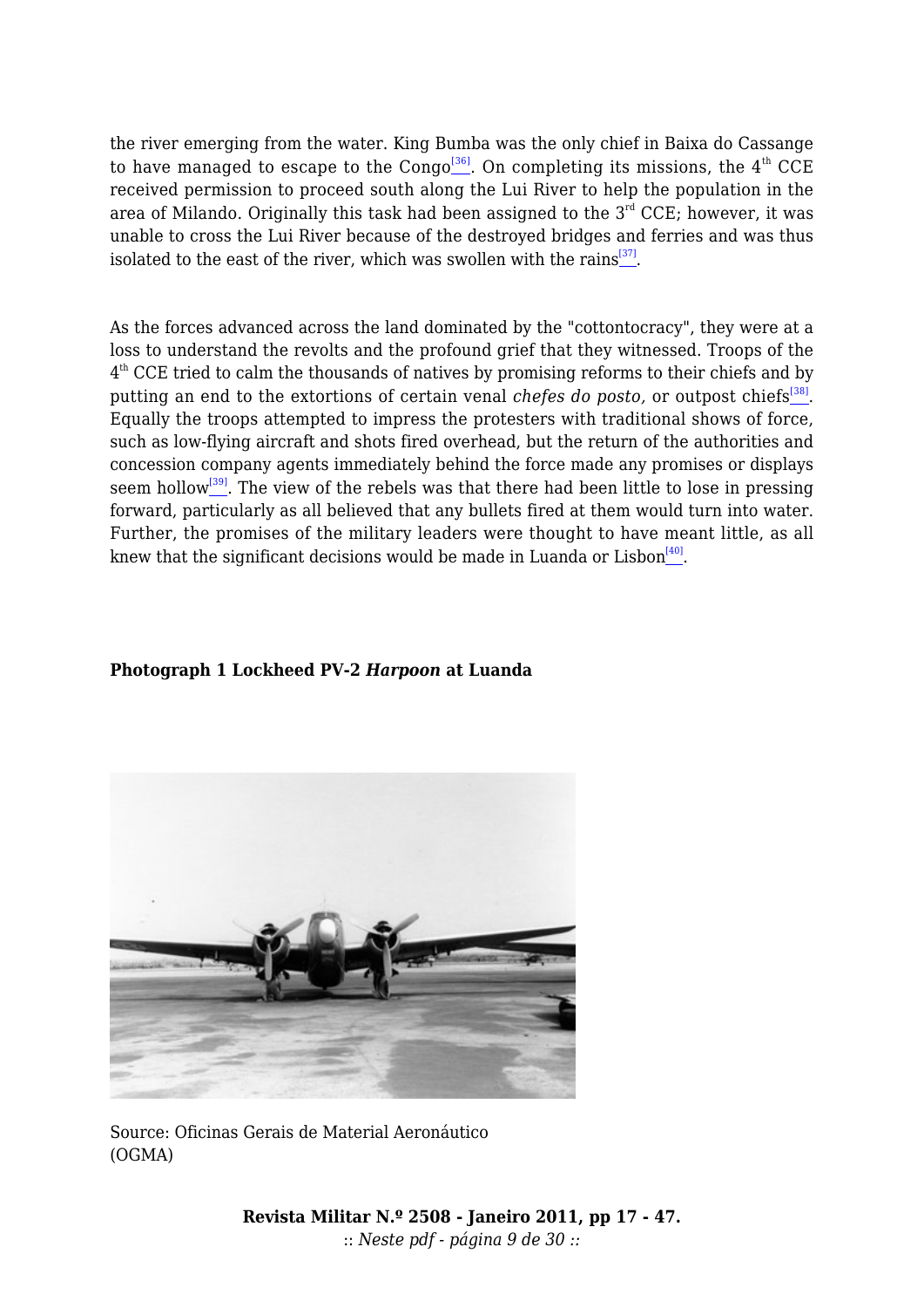the river emerging from the water. King Bumba was the only chief in Baixa do Cassange to have managed to escape to the Congo[36]. On completing its missions, the 4th CCE received permission to proceed south along the Lui River to help the population in the area of Milando. Originally this task had been assigned to the 3rd CCE; however, it was unable to cross the Lui River because of the destroyed bridges and ferries and was thus isolated to the east of the river, which was swollen with the rains[37].

As the forces advanced across the land dominated by the "cottontocracy", they were at a loss to understand the revolts and the profound grief that they witnessed. Troops of the 4th CCE tried to calm the thousands of natives by promising reforms to their chiefs and by putting an end to the extortions of certain venal *chefes do posto*, or outpost chiefs[38]. Equally the troops attempted to impress the protesters with traditional shows of force, such as low-flying aircraft and shots fired overhead, but the return of the authorities and concession company agents immediately behind the force made any promises or displays seem hollow[39]. The view of the rebels was that there had been little to lose in pressing forward, particularly as all believed that any bullets fired at them would turn into water. Further, the promises of the military leaders were thought to have meant little, as all knew that the significant decisions would be made in Luanda or Lisbon[40].

**Photograph 1 Lockheed PV-2 *Harpoon* at Luanda**

Source: Oficinas Gerais de Material Aeronáutico (OGMA)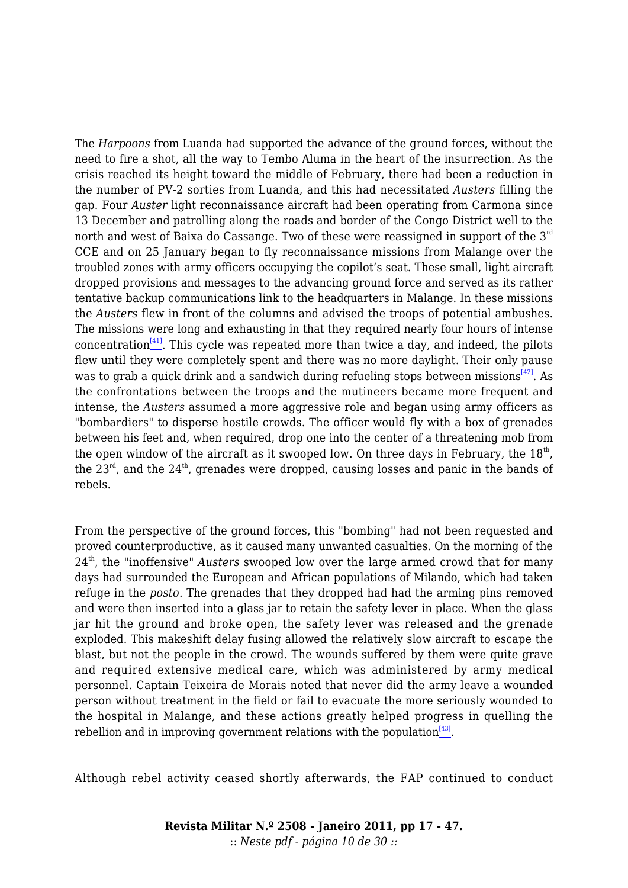The *Harpoons* from Luanda had supported the advance of the ground forces, without the need to fire a shot, all the way to Tembo Aluma in the heart of the insurrection. As the crisis reached its height toward the middle of February, there had been a reduction in the number of PV-2 sorties from Luanda, and this had necessitated *Austers* filling the gap. Four *Auster* light reconnaissance aircraft had been operating from Carmona since 13 December and patrolling along the roads and border of the Congo District well to the north and west of Baixa do Cassange. Two of these were reassigned in support of the 3rd CCE and on 25 January began to fly reconnaissance missions from Malange over the troubled zones with army officers occupying the copilot's seat. These small, light aircraft dropped provisions and messages to the advancing ground force and served as its rather tentative backup communications link to the headquarters in Malange. In these missions the *Austers* flew in front of the columns and advised the troops of potential ambushes. The missions were long and exhausting in that they required nearly four hours of intense concentration[41]. This cycle was repeated more than twice a day, and indeed, the pilots flew until they were completely spent and there was no more daylight. Their only pause was to grab a quick drink and a sandwich during refueling stops between missions[42]. As the confrontations between the troops and the mutineers became more frequent and intense, the *Austers* assumed a more aggressive role and began using army officers as "bombardiers" to disperse hostile crowds. The officer would fly with a box of grenades between his feet and, when required, drop one into the center of a threatening mob from the open window of the aircraft as it swooped low. On three days in February, the 18th, the 23rd, and the 24th, grenades were dropped, causing losses and panic in the bands of rebels.

From the perspective of the ground forces, this "bombing" had not been requested and proved counterproductive, as it caused many unwanted casualties. On the morning of the 24th, the "inoffensive" *Austers* swooped low over the large armed crowd that for many days had surrounded the European and African populations of Milando, which had taken refuge in the *posto*. The grenades that they dropped had had the arming pins removed and were then inserted into a glass jar to retain the safety lever in place. When the glass jar hit the ground and broke open, the safety lever was released and the grenade exploded. This makeshift delay fusing allowed the relatively slow aircraft to escape the blast, but not the people in the crowd. The wounds suffered by them were quite grave and required extensive medical care, which was administered by army medical personnel. Captain Teixeira de Morais noted that never did the army leave a wounded person without treatment in the field or fail to evacuate the more seriously wounded to the hospital in Malange, and these actions greatly helped progress in quelling the rebellion and in improving government relations with the population[43].

Although rebel activity ceased shortly afterwards, the FAP continued to conduct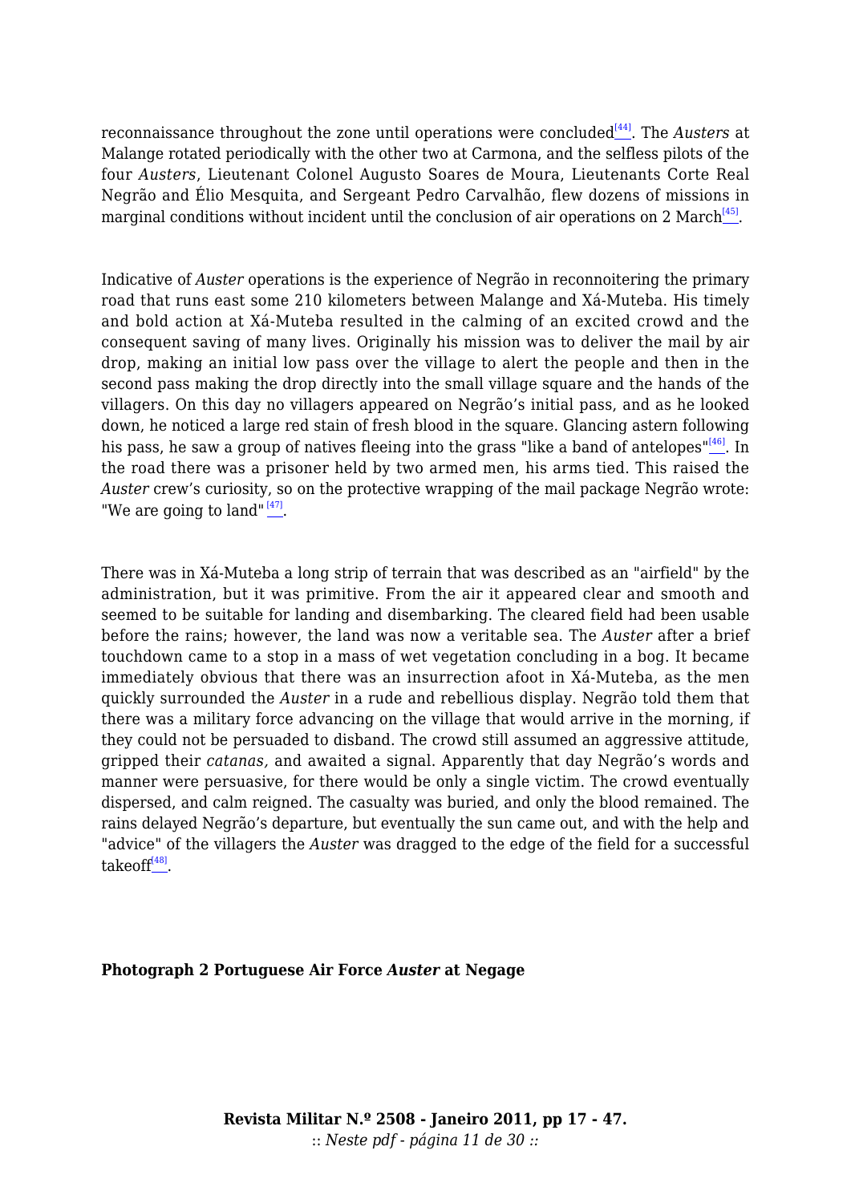reconnaissance throughout the zone until operations were concluded[44]. The *Austers* at Malange rotated periodically with the other two at Carmona, and the selfless pilots of the four *Austers*, Lieutenant Colonel Augusto Soares de Moura, Lieutenants Corte Real Negrão and Élio Mesquita, and Sergeant Pedro Carvalhão, flew dozens of missions in marginal conditions without incident until the conclusion of air operations on 2 March[45].

Indicative of *Auster* operations is the experience of Negrão in reconnoitering the primary road that runs east some 210 kilometers between Malange and Xá-Muteba. His timely and bold action at Xá-Muteba resulted in the calming of an excited crowd and the consequent saving of many lives. Originally his mission was to deliver the mail by air drop, making an initial low pass over the village to alert the people and then in the second pass making the drop directly into the small village square and the hands of the villagers. On this day no villagers appeared on Negrão's initial pass, and as he looked down, he noticed a large red stain of fresh blood in the square. Glancing astern following his pass, he saw a group of natives fleeing into the grass "like a band of antelopes"[46]. In the road there was a prisoner held by two armed men, his arms tied. This raised the *Auster* crew's curiosity, so on the protective wrapping of the mail package Negrão wrote: "We are going to land" [47].

There was in Xá-Muteba a long strip of terrain that was described as an "airfield" by the administration, but it was primitive. From the air it appeared clear and smooth and seemed to be suitable for landing and disembarking. The cleared field had been usable before the rains; however, the land was now a veritable sea. The *Auster* after a brief touchdown came to a stop in a mass of wet vegetation concluding in a bog. It became immediately obvious that there was an insurrection afoot in Xá-Muteba, as the men quickly surrounded the *Auster* in a rude and rebellious display. Negrão told them that there was a military force advancing on the village that would arrive in the morning, if they could not be persuaded to disband. The crowd still assumed an aggressive attitude, gripped their *catanas,* and awaited a signal. Apparently that day Negrão's words and manner were persuasive, for there would be only a single victim. The crowd eventually dispersed, and calm reigned. The casualty was buried, and only the blood remained. The rains delayed Negrão's departure, but eventually the sun came out, and with the help and "advice" of the villagers the *Auster* was dragged to the edge of the field for a successful takeoff[48].

**Photograph 2 Portuguese Air Force *Auster* at Negage**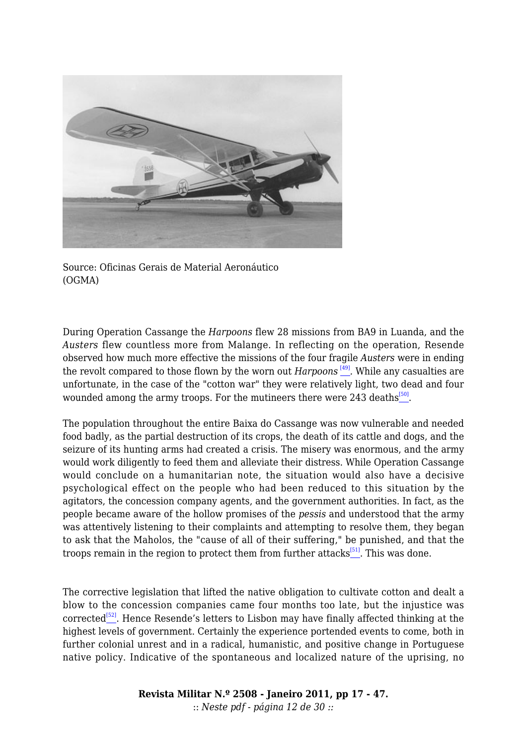Source: Oficinas Gerais de Material Aeronáutico (OGMA)

During Operation Cassange the *Harpoons* flew 28 missions from BA9 in Luanda, and the *Austers* flew countless more from Malange. In reflecting on the operation, Resende observed how much more effective the missions of the four fragile *Austers* were in ending the revolt compared to those flown by the worn out *Harpoons* [49]. While any casualties are unfortunate, in the case of the "cotton war" they were relatively light, two dead and four wounded among the army troops. For the mutineers there were 243 deaths[50].

The population throughout the entire Baixa do Cassange was now vulnerable and needed food badly, as the partial destruction of its crops, the death of its cattle and dogs, and the seizure of its hunting arms had created a crisis. The misery was enormous, and the army would work diligently to feed them and alleviate their distress. While Operation Cassange would conclude on a humanitarian note, the situation would also have a decisive psychological effect on the people who had been reduced to this situation by the agitators, the concession company agents, and the government authorities. In fact, as the people became aware of the hollow promises of the *pessis* and understood that the army was attentively listening to their complaints and attempting to resolve them, they began to ask that the Maholos, the "cause of all of their suffering," be punished, and that the troops remain in the region to protect them from further attacks[51]. This was done.

The corrective legislation that lifted the native obligation to cultivate cotton and dealt a blow to the concession companies came four months too late, but the injustice was corrected[52]. Hence Resende's letters to Lisbon may have finally affected thinking at the highest levels of government. Certainly the experience portended events to come, both in further colonial unrest and in a radical, humanistic, and positive change in Portuguese native policy. Indicative of the spontaneous and localized nature of the uprising, no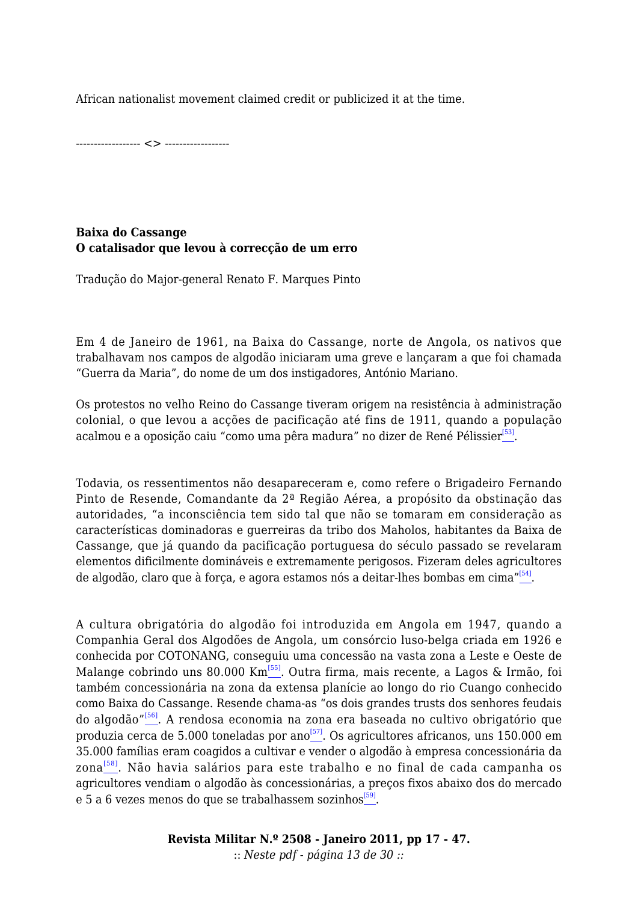African nationalist movement claimed credit or publicized it at the time.

----------------- <> -----------------

**Baixa do Cassange**
**O catalisador que levou à correcção de um erro**

Tradução do Major-general Renato F. Marques Pinto

Em 4 de Janeiro de 1961, na Baixa do Cassange, norte de Angola, os nativos que trabalhavam nos campos de algodão iniciaram uma greve e lançaram a que foi chamada "Guerra da Maria", do nome de um dos instigadores, António Mariano.

Os protestos no velho Reino do Cassange tiveram origem na resistência à administração colonial, o que levou a acções de pacificação até fins de 1911, quando a população acalmou e a oposição caiu "como uma pêra madura" no dizer de René Pélissier[53].

Todavia, os ressentimentos não desapareceram e, como refere o Brigadeiro Fernando Pinto de Resende, Comandante da 2ª Região Aérea, a propósito da obstinação das autoridades, "a inconsciência tem sido tal que não se tomaram em consideração as características dominadoras e guerreiras da tribo dos Maholos, habitantes da Baixa de Cassange, que já quando da pacificação portuguesa do século passado se revelaram elementos dificilmente domináveis e extremamente perigosos. Fizeram deles agricultores de algodão, claro que à força, e agora estamos nós a deitar-lhes bombas em cima"[54].

A cultura obrigatória do algodão foi introduzida em Angola em 1947, quando a Companhia Geral dos Algodões de Angola, um consórcio luso-belga criada em 1926 e conhecida por COTONANG, conseguiu uma concessão na vasta zona a Leste e Oeste de Malange cobrindo uns 80.000 Km[55]. Outra firma, mais recente, a Lagos & Irmão, foi também concessionária na zona da extensa planície ao longo do rio Cuango conhecido como Baixa do Cassange. Resende chama-as "os dois grandes trusts dos senhores feudais do algodão"[56]. A rendosa economia na zona era baseada no cultivo obrigatório que produzia cerca de 5.000 toneladas por ano[57]. Os agricultores africanos, uns 150.000 em 35.000 famílias eram coagidos a cultivar e vender o algodão à empresa concessionária da zona[58]. Não havia salários para este trabalho e no final de cada campanha os agricultores vendiam o algodão às concessionárias, a preços fixos abaixo dos do mercado e 5 a 6 vezes menos do que se trabalhassem sozinhos[59].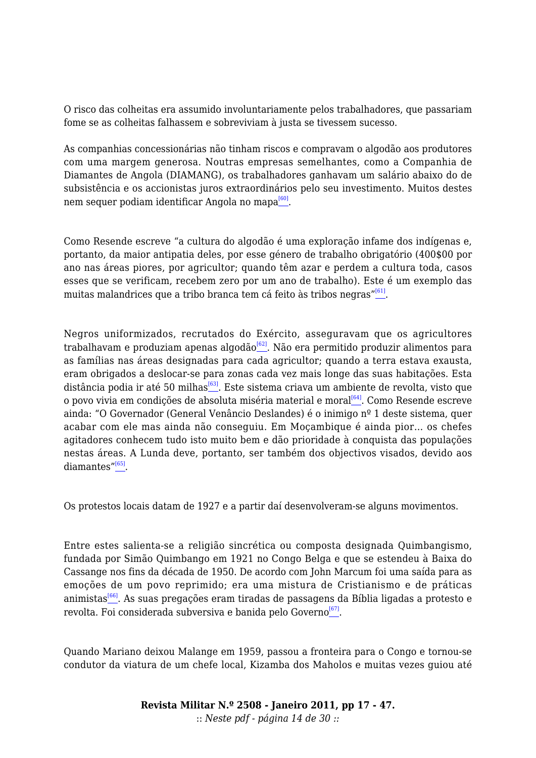O risco das colheitas era assumido involuntariamente pelos trabalhadores, que passariam fome se as colheitas falhassem e sobreviviam à justa se tivessem sucesso.

As companhias concessionárias não tinham riscos e compravam o algodão aos produtores com uma margem generosa. Noutras empresas semelhantes, como a Companhia de Diamantes de Angola (DIAMANG), os trabalhadores ganhavam um salário abaixo do de subsistência e os accionistas juros extraordinários pelo seu investimento. Muitos destes nem sequer podiam identificar Angola no mapa[60].

Como Resende escreve "a cultura do algodão é uma exploração infame dos indígenas e, portanto, da maior antipatia deles, por esse género de trabalho obrigatório (400$00 por ano nas áreas piores, por agricultor; quando têm azar e perdem a cultura toda, casos esses que se verificam, recebem zero por um ano de trabalho). Este é um exemplo das muitas malandrices que a tribo branca tem cá feito às tribos negras"[61].

Negros uniformizados, recrutados do Exército, asseguravam que os agricultores trabalhavam e produziam apenas algodão[62]. Não era permitido produzir alimentos para as famílias nas áreas designadas para cada agricultor; quando a terra estava exausta, eram obrigados a deslocar-se para zonas cada vez mais longe das suas habitações. Esta distância podia ir até 50 milhas[63]. Este sistema criava um ambiente de revolta, visto que o povo vivia em condições de absoluta miséria material e moral[64]. Como Resende escreve ainda: "O Governador (General Venâncio Deslandes) é o inimigo nº 1 deste sistema, quer acabar com ele mas ainda não conseguiu. Em Moçambique é ainda pior... os chefes agitadores conhecem tudo isto muito bem e dão prioridade à conquista das populações nestas áreas. A Lunda deve, portanto, ser também dos objectivos visados, devido aos diamantes"[65].

Os protestos locais datam de 1927 e a partir daí desenvolveram-se alguns movimentos.

Entre estes salienta-se a religião sincrética ou composta designada Quimbangismo, fundada por Simão Quimbango em 1921 no Congo Belga e que se estendeu à Baixa do Cassange nos fins da década de 1950. De acordo com John Marcum foi uma saída para as emoções de um povo reprimido; era uma mistura de Cristianismo e de práticas animistas[66]. As suas pregações eram tiradas de passagens da Bíblia ligadas a protesto e revolta. Foi considerada subversiva e banida pelo Governo[67].

Quando Mariano deixou Malange em 1959, passou a fronteira para o Congo e tornou-se condutor da viatura de um chefe local, Kizamba dos Maholos e muitas vezes guiou até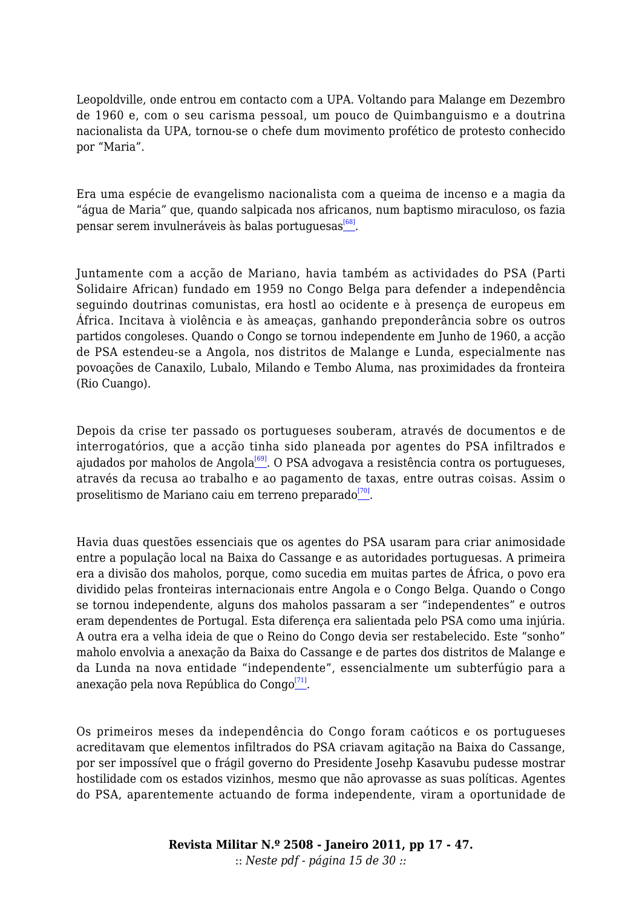Leopoldville, onde entrou em contacto com a UPA. Voltando para Malange em Dezembro de 1960 e, com o seu carisma pessoal, um pouco de Quimbanguismo e a doutrina nacionalista da UPA, tornou-se o chefe dum movimento profético de protesto conhecido por "Maria".

Era uma espécie de evangelismo nacionalista com a queima de incenso e a magia da "água de Maria" que, quando salpicada nos africanos, num baptismo miraculoso, os fazia pensar serem invulneráveis às balas portuguesas[68].

Juntamente com a acção de Mariano, havia também as actividades do PSA (Parti Solidaire African) fundado em 1959 no Congo Belga para defender a independência seguindo doutrinas comunistas, era hostl ao ocidente e à presença de europeus em África. Incitava à violência e às ameaças, ganhando preponderância sobre os outros partidos congoleses. Quando o Congo se tornou independente em Junho de 1960, a acção de PSA estendeu-se a Angola, nos distritos de Malange e Lunda, especialmente nas povoações de Canaxilo, Lubalo, Milando e Tembo Aluma, nas proximidades da fronteira (Rio Cuango).

Depois da crise ter passado os portugueses souberam, através de documentos e de interrogatórios, que a acção tinha sido planeada por agentes do PSA infiltrados e ajudados por maholos de Angola[69]. O PSA advogava a resistência contra os portugueses, através da recusa ao trabalho e ao pagamento de taxas, entre outras coisas. Assim o proselitismo de Mariano caiu em terreno preparado[70].

Havia duas questões essenciais que os agentes do PSA usaram para criar animosidade entre a população local na Baixa do Cassange e as autoridades portuguesas. A primeira era a divisão dos maholos, porque, como sucedia em muitas partes de África, o povo era dividido pelas fronteiras internacionais entre Angola e o Congo Belga. Quando o Congo se tornou independente, alguns dos maholos passaram a ser "independentes" e outros eram dependentes de Portugal. Esta diferença era salientada pelo PSA como uma injúria. A outra era a velha ideia de que o Reino do Congo devia ser restabelecido. Este "sonho" maholo envolvia a anexação da Baixa do Cassange e de partes dos distritos de Malange e da Lunda na nova entidade "independente", essencialmente um subterfúgio para a anexação pela nova República do Congo[71].

Os primeiros meses da independência do Congo foram caóticos e os portugueses acreditavam que elementos infiltrados do PSA criavam agitação na Baixa do Cassange, por ser impossível que o frágil governo do Presidente Josehp Kasavubu pudesse mostrar hostilidade com os estados vizinhos, mesmo que não aprovasse as suas políticas. Agentes do PSA, aparentemente actuando de forma independente, viram a oportunidade de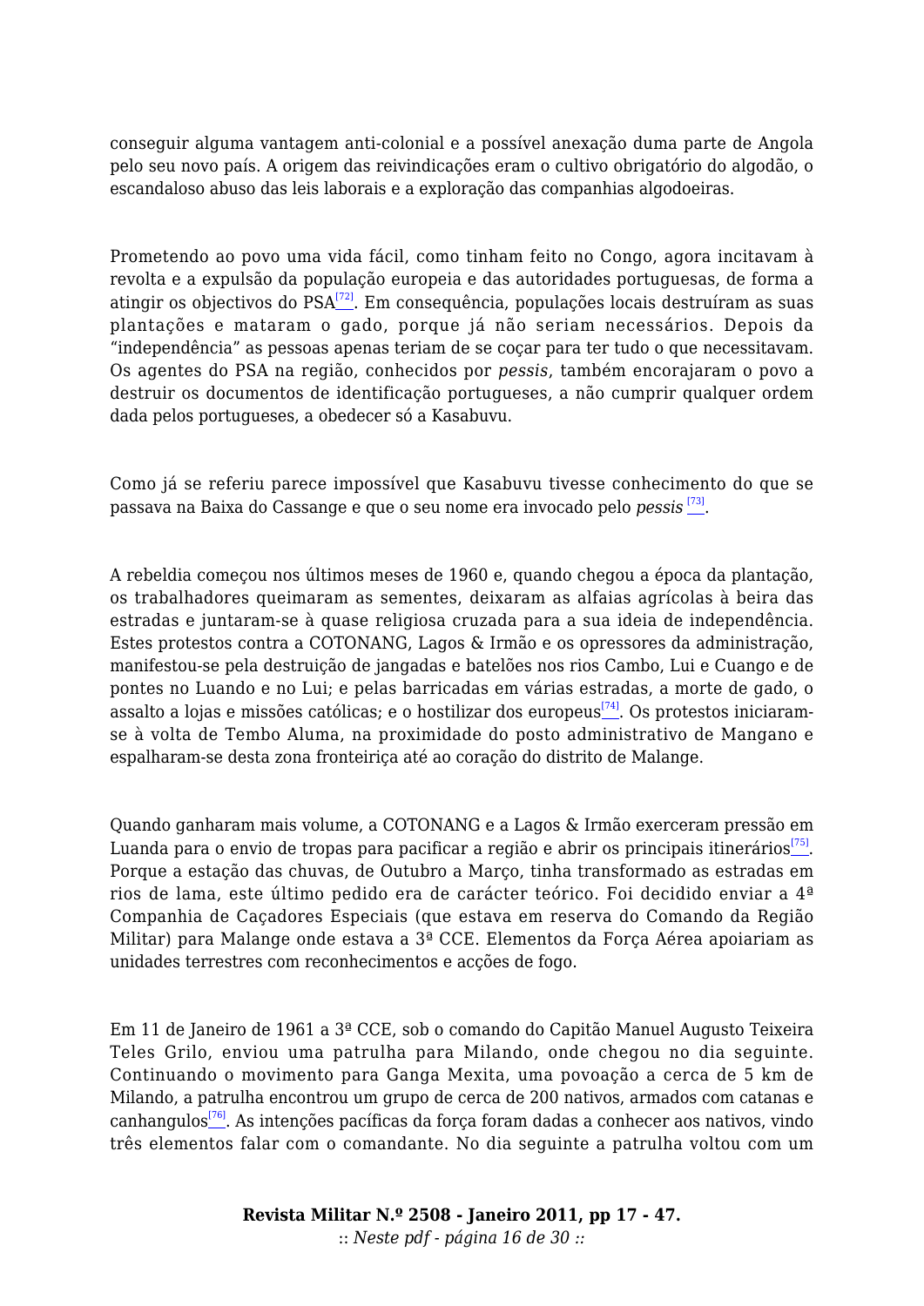conseguir alguma vantagem anti-colonial e a possível anexação duma parte de Angola pelo seu novo país. A origem das reivindicações eram o cultivo obrigatório do algodão, o escandaloso abuso das leis laborais e a exploração das companhias algodoeiras.

Prometendo ao povo uma vida fácil, como tinham feito no Congo, agora incitavam à revolta e a expulsão da população europeia e das autoridades portuguesas, de forma a atingir os objectivos do PSA[72]. Em consequência, populações locais destruíram as suas plantações e mataram o gado, porque já não seriam necessários. Depois da “independência” as pessoas apenas teriam de se coçar para ter tudo o que necessitavam. Os agentes do PSA na região, conhecidos por *pessis*, também encorajaram o povo a destruir os documentos de identificação portugueses, a não cumprir qualquer ordem dada pelos portugueses, a obedecer só a Kasabuvu.

Como já se referiu parece impossível que Kasabuvu tivesse conhecimento do que se passava na Baixa do Cassange e que o seu nome era invocado pelo *pessis* [73].

A rebeldia começou nos últimos meses de 1960 e, quando chegou a época da plantação, os trabalhadores queimaram as sementes, deixaram as alfaias agrícolas à beira das estradas e juntaram-se à quase religiosa cruzada para a sua ideia de independência. Estes protestos contra a COTONANG, Lagos & Irmão e os opressores da administração, manifestou-se pela destruição de jangadas e batelões nos rios Cambo, Lui e Cuango e de pontes no Luando e no Lui; e pelas barricadas em várias estradas, a morte de gado, o assalto a lojas e missões católicas; e o hostilizar dos europeus[74]. Os protestos iniciaram-se à volta de Tembo Aluma, na proximidade do posto administrativo de Mangano e espalharam-se desta zona fronteiriça até ao coração do distrito de Malange.

Quando ganharam mais volume, a COTONANG e a Lagos & Irmão exerceram pressão em Luanda para o envio de tropas para pacificar a região e abrir os principais itinerários[75]. Porque a estação das chuvas, de Outubro a Março, tinha transformado as estradas em rios de lama, este último pedido era de carácter teórico. Foi decidido enviar a 4ª Companhia de Caçadores Especiais (que estava em reserva do Comando da Região Militar) para Malange onde estava a 3ª CCE. Elementos da Força Aérea apoiariam as unidades terrestres com reconhecimentos e acções de fogo.

Em 11 de Janeiro de 1961 a 3ª CCE, sob o comando do Capitão Manuel Augusto Teixeira Teles Grilo, enviou uma patrulha para Milando, onde chegou no dia seguinte. Continuando o movimento para Ganga Mexita, uma povoação a cerca de 5 km de Milando, a patrulha encontrou um grupo de cerca de 200 nativos, armados com catanas e canhangulos[76]. As intenções pacíficas da força foram dadas a conhecer aos nativos, vindo três elementos falar com o comandante. No dia seguinte a patrulha voltou com um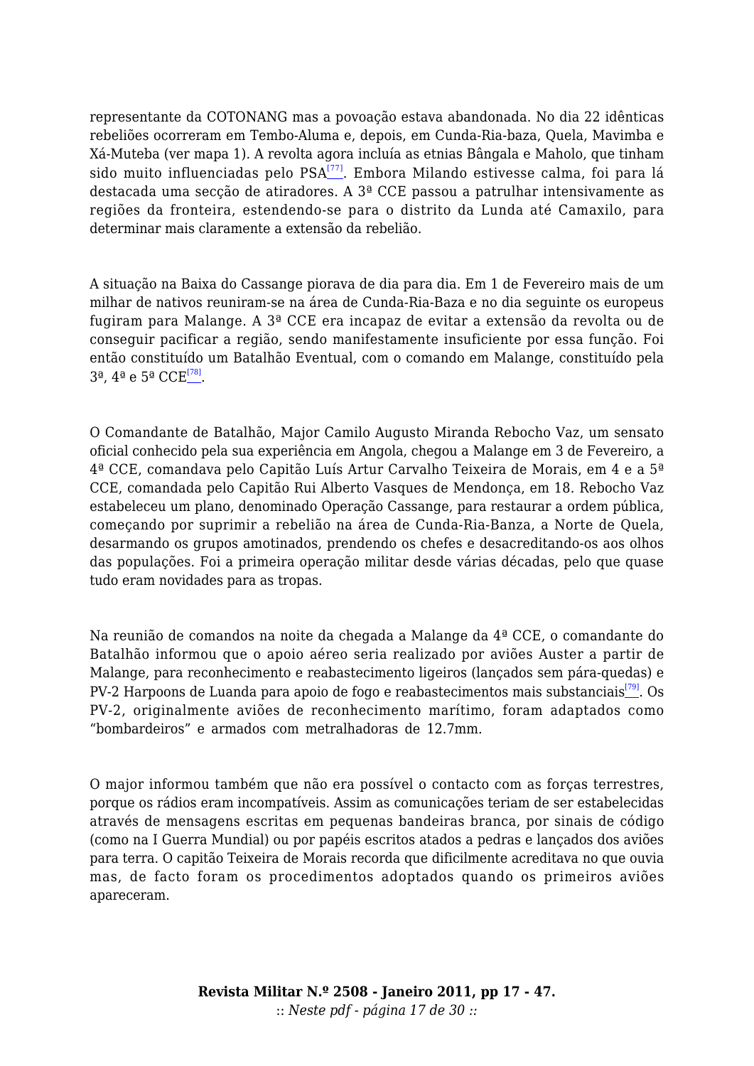representante da COTONANG mas a povoação estava abandonada. No dia 22 idênticas rebeliões ocorreram em Tembo-Aluma e, depois, em Cunda-Ria-baza, Quela, Mavimba e Xá-Muteba (ver mapa 1). A revolta agora incluía as etnias Bângala e Maholo, que tinham sido muito influenciadas pelo PSA[77]. Embora Milando estivesse calma, foi para lá destacada uma secção de atiradores. A 3ª CCE passou a patrulhar intensivamente as regiões da fronteira, estendendo-se para o distrito da Lunda até Camaxilo, para determinar mais claramente a extensão da rebelião.

A situação na Baixa do Cassange piorava de dia para dia. Em 1 de Fevereiro mais de um milhar de nativos reuniram-se na área de Cunda-Ria-Baza e no dia seguinte os europeus fugiram para Malange. A 3ª CCE era incapaz de evitar a extensão da revolta ou de conseguir pacificar a região, sendo manifestamente insuficiente por essa função. Foi então constituído um Batalhão Eventual, com o comando em Malange, constituído pela 3ª, 4ª e 5ª CCE[78].

O Comandante de Batalhão, Major Camilo Augusto Miranda Rebocho Vaz, um sensato oficial conhecido pela sua experiência em Angola, chegou a Malange em 3 de Fevereiro, a 4ª CCE, comandava pelo Capitão Luís Artur Carvalho Teixeira de Morais, em 4 e a 5ª CCE, comandada pelo Capitão Rui Alberto Vasques de Mendonça, em 18. Rebocho Vaz estabeleceu um plano, denominado Operação Cassange, para restaurar a ordem pública, começando por suprimir a rebelião na área de Cunda-Ria-Banza, a Norte de Quela, desarmando os grupos amotinados, prendendo os chefes e desacreditando-os aos olhos das populações. Foi a primeira operação militar desde várias décadas, pelo que quase tudo eram novidades para as tropas.

Na reunião de comandos na noite da chegada a Malange da 4ª CCE, o comandante do Batalhão informou que o apoio aéreo seria realizado por aviões Auster a partir de Malange, para reconhecimento e reabastecimento ligeiros (lançados sem pára-quedas) e PV-2 Harpoons de Luanda para apoio de fogo e reabastecimentos mais substanciais[79]. Os PV-2, originalmente aviões de reconhecimento marítimo, foram adaptados como "bombardeiros" e armados com metralhadoras de 12.7mm.

O major informou também que não era possível o contacto com as forças terrestres, porque os rádios eram incompatíveis. Assim as comunicações teriam de ser estabelecidas através de mensagens escritas em pequenas bandeiras branca, por sinais de código (como na I Guerra Mundial) ou por papéis escritos atados a pedras e lançados dos aviões para terra. O capitão Teixeira de Morais recorda que dificilmente acreditava no que ouvia mas, de facto foram os procedimentos adoptados quando os primeiros aviões apareceram.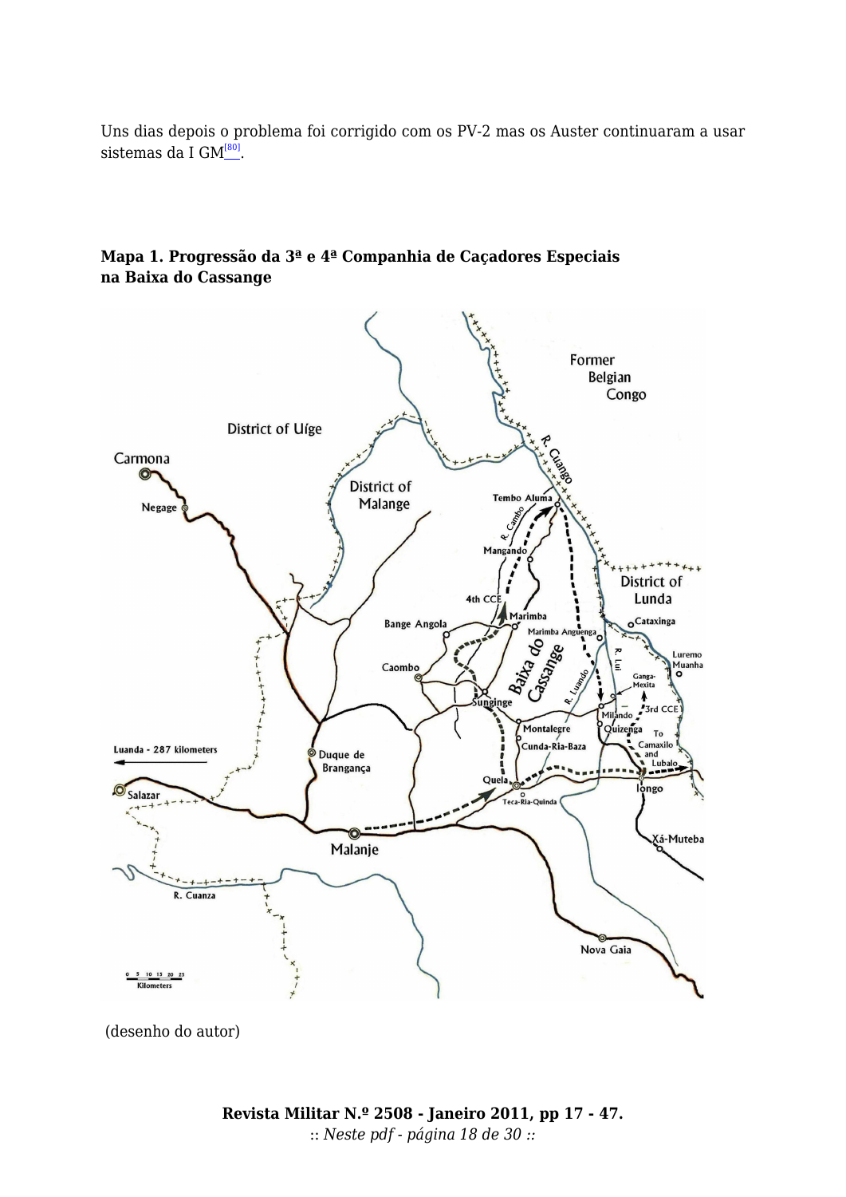Uns dias depois o problema foi corrigido com os PV-2 mas os Auster continuaram a usar sistemas da I GM[80].

**Mapa 1. Progressão da 3ª e 4ª Companhia de Caçadores Especiais na Baixa do Cassange**

(desenho do autor)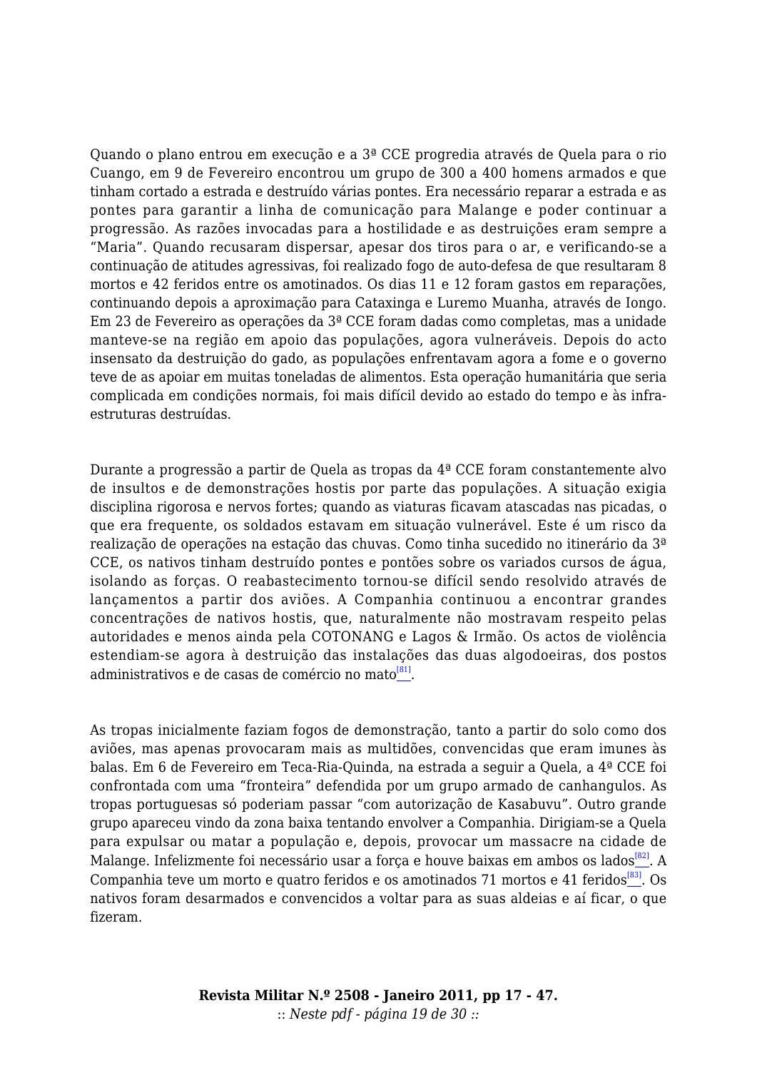Quando o plano entrou em execução e a 3ª CCE progredia através de Quela para o rio Cuango, em 9 de Fevereiro encontrou um grupo de 300 a 400 homens armados e que tinham cortado a estrada e destruído várias pontes. Era necessário reparar a estrada e as pontes para garantir a linha de comunicação para Malange e poder continuar a progressão. As razões invocadas para a hostilidade e as destruições eram sempre a "Maria". Quando recusaram dispersar, apesar dos tiros para o ar, e verificando-se a continuação de atitudes agressivas, foi realizado fogo de auto-defesa de que resultaram 8 mortos e 42 feridos entre os amotinados. Os dias 11 e 12 foram gastos em reparações, continuando depois a aproximação para Cataxinga e Luremo Muanha, através de Iongo. Em 23 de Fevereiro as operações da 3ª CCE foram dadas como completas, mas a unidade manteve-se na região em apoio das populações, agora vulneráveis. Depois do acto insensato da destruição do gado, as populações enfrentavam agora a fome e o governo teve de as apoiar em muitas toneladas de alimentos. Esta operação humanitária que seria complicada em condições normais, foi mais difícil devido ao estado do tempo e às infra-estruturas destruídas.

Durante a progressão a partir de Quela as tropas da 4ª CCE foram constantemente alvo de insultos e de demonstrações hostis por parte das populações. A situação exigia disciplina rigorosa e nervos fortes; quando as viaturas ficavam atascadas nas picadas, o que era frequente, os soldados estavam em situação vulnerável. Este é um risco da realização de operações na estação das chuvas. Como tinha sucedido no itinerário da 3ª CCE, os nativos tinham destruído pontes e pontões sobre os variados cursos de água, isolando as forças. O reabastecimento tornou-se difícil sendo resolvido através de lançamentos a partir dos aviões. A Companhia continuou a encontrar grandes concentrações de nativos hostis, que, naturalmente não mostravam respeito pelas autoridades e menos ainda pela COTONANG e Lagos & Irmão. Os actos de violência estendiam-se agora à destruição das instalações das duas algodoeiras, dos postos administrativos e de casas de comércio no mato[81].

As tropas inicialmente faziam fogos de demonstração, tanto a partir do solo como dos aviões, mas apenas provocaram mais as multidões, convencidas que eram imunes às balas. Em 6 de Fevereiro em Teca-Ria-Quinda, na estrada a seguir a Quela, a 4ª CCE foi confrontada com uma "fronteira" defendida por um grupo armado de canhangulos. As tropas portuguesas só poderiam passar "com autorização de Kasabuvu". Outro grande grupo apareceu vindo da zona baixa tentando envolver a Companhia. Dirigiam-se a Quela para expulsar ou matar a população e, depois, provocar um massacre na cidade de Malange. Infelizmente foi necessário usar a força e houve baixas em ambos os lados[82]. A Companhia teve um morto e quatro feridos e os amotinados 71 mortos e 41 feridos[83]. Os nativos foram desarmados e convencidos a voltar para as suas aldeias e aí ficar, o que fizeram.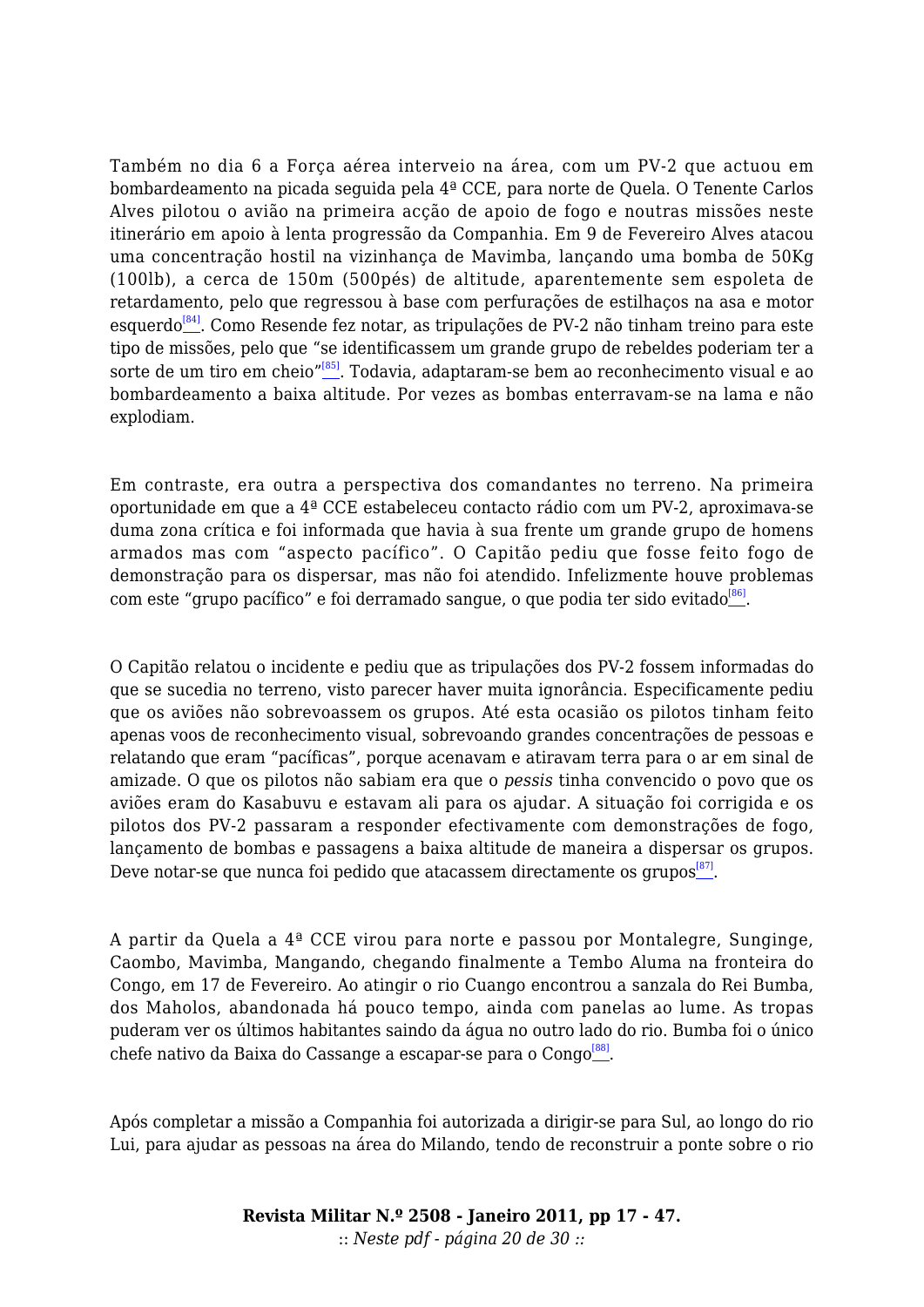Também no dia 6 a Força aérea interveio na área, com um PV-2 que actuou em bombardeamento na picada seguida pela 4ª CCE, para norte de Quela. O Tenente Carlos Alves pilotou o avião na primeira acção de apoio de fogo e noutras missões neste itinerário em apoio à lenta progressão da Companhia. Em 9 de Fevereiro Alves atacou uma concentração hostil na vizinhança de Mavimba, lançando uma bomba de 50Kg (100lb), a cerca de 150m (500pés) de altitude, aparentemente sem espoleta de retardamento, pelo que regressou à base com perfurações de estilhaços na asa e motor esquerdo[84]. Como Resende fez notar, as tripulações de PV-2 não tinham treino para este tipo de missões, pelo que "se identificassem um grande grupo de rebeldes poderiam ter a sorte de um tiro em cheio"[85]. Todavia, adaptaram-se bem ao reconhecimento visual e ao bombardeamento a baixa altitude. Por vezes as bombas enterravam-se na lama e não explodiam.

Em contraste, era outra a perspectiva dos comandantes no terreno. Na primeira oportunidade em que a 4ª CCE estabeleceu contacto rádio com um PV-2, aproximava-se duma zona crítica e foi informada que havia à sua frente um grande grupo de homens armados mas com "aspecto pacífico". O Capitão pediu que fosse feito fogo de demonstração para os dispersar, mas não foi atendido. Infelizmente houve problemas com este "grupo pacífico" e foi derramado sangue, o que podia ter sido evitado[86].

O Capitão relatou o incidente e pediu que as tripulações dos PV-2 fossem informadas do que se sucedia no terreno, visto parecer haver muita ignorância. Especificamente pediu que os aviões não sobrevoassem os grupos. Até esta ocasião os pilotos tinham feito apenas voos de reconhecimento visual, sobrevoando grandes concentrações de pessoas e relatando que eram "pacíficas", porque acenavam e atiravam terra para o ar em sinal de amizade. O que os pilotos não sabiam era que o *pessis* tinha convencido o povo que os aviões eram do Kasabuvu e estavam ali para os ajudar. A situação foi corrigida e os pilotos dos PV-2 passaram a responder efectivamente com demonstrações de fogo, lançamento de bombas e passagens a baixa altitude de maneira a dispersar os grupos. Deve notar-se que nunca foi pedido que atacassem directamente os grupos[87].

A partir da Quela a 4ª CCE virou para norte e passou por Montalegre, Sunginge, Caombo, Mavimba, Mangando, chegando finalmente a Tembo Aluma na fronteira do Congo, em 17 de Fevereiro. Ao atingir o rio Cuango encontrou a sanzala do Rei Bumba, dos Maholos, abandonada há pouco tempo, ainda com panelas ao lume. As tropas puderam ver os últimos habitantes saindo da água no outro lado do rio. Bumba foi o único chefe nativo da Baixa do Cassange a escapar-se para o Congo[88].

Após completar a missão a Companhia foi autorizada a dirigir-se para Sul, ao longo do rio Lui, para ajudar as pessoas na área do Milando, tendo de reconstruir a ponte sobre o rio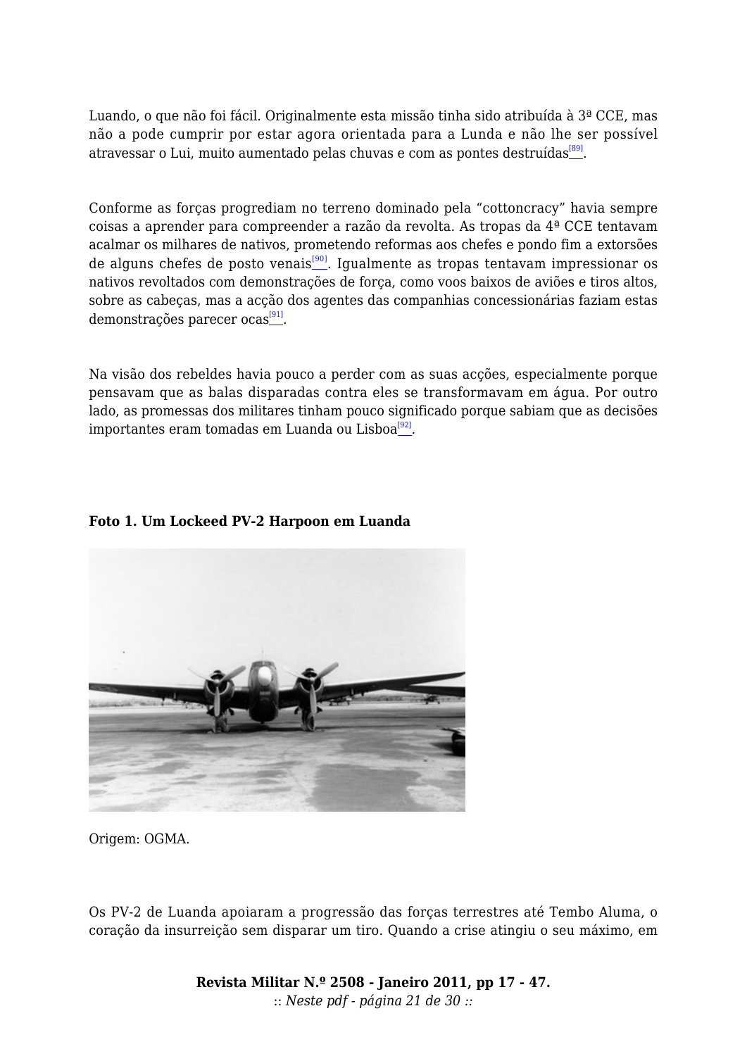Luando, o que não foi fácil. Originalmente esta missão tinha sido atribuída à 3ª CCE, mas não a pode cumprir por estar agora orientada para a Lunda e não lhe ser possível atravessar o Lui, muito aumentado pelas chuvas e com as pontes destruídas[89].

Conforme as forças progrediam no terreno dominado pela “cottoncracy” havia sempre coisas a aprender para compreender a razão da revolta. As tropas da 4ª CCE tentavam acalmar os milhares de nativos, prometendo reformas aos chefes e pondo fim a extorsões de alguns chefes de posto venais[90]. Igualmente as tropas tentavam impressionar os nativos revoltados com demonstrações de força, como voos baixos de aviões e tiros altos, sobre as cabeças, mas a acção dos agentes das companhias concessionárias faziam estas demonstrações parecer ocas[91].

Na visão dos rebeldes havia pouco a perder com as suas acções, especialmente porque pensavam que as balas disparadas contra eles se transformavam em água. Por outro lado, as promessas dos militares tinham pouco significado porque sabiam que as decisões importantes eram tomadas em Luanda ou Lisboa[92].

**Foto 1. Um Lockeed PV-2 Harpoon em Luanda**

Origem: OGMA.

Os PV-2 de Luanda apoiaram a progressão das forças terrestres até Tembo Aluma, o coração da insurreição sem disparar um tiro. Quando a crise atingiu o seu máximo, em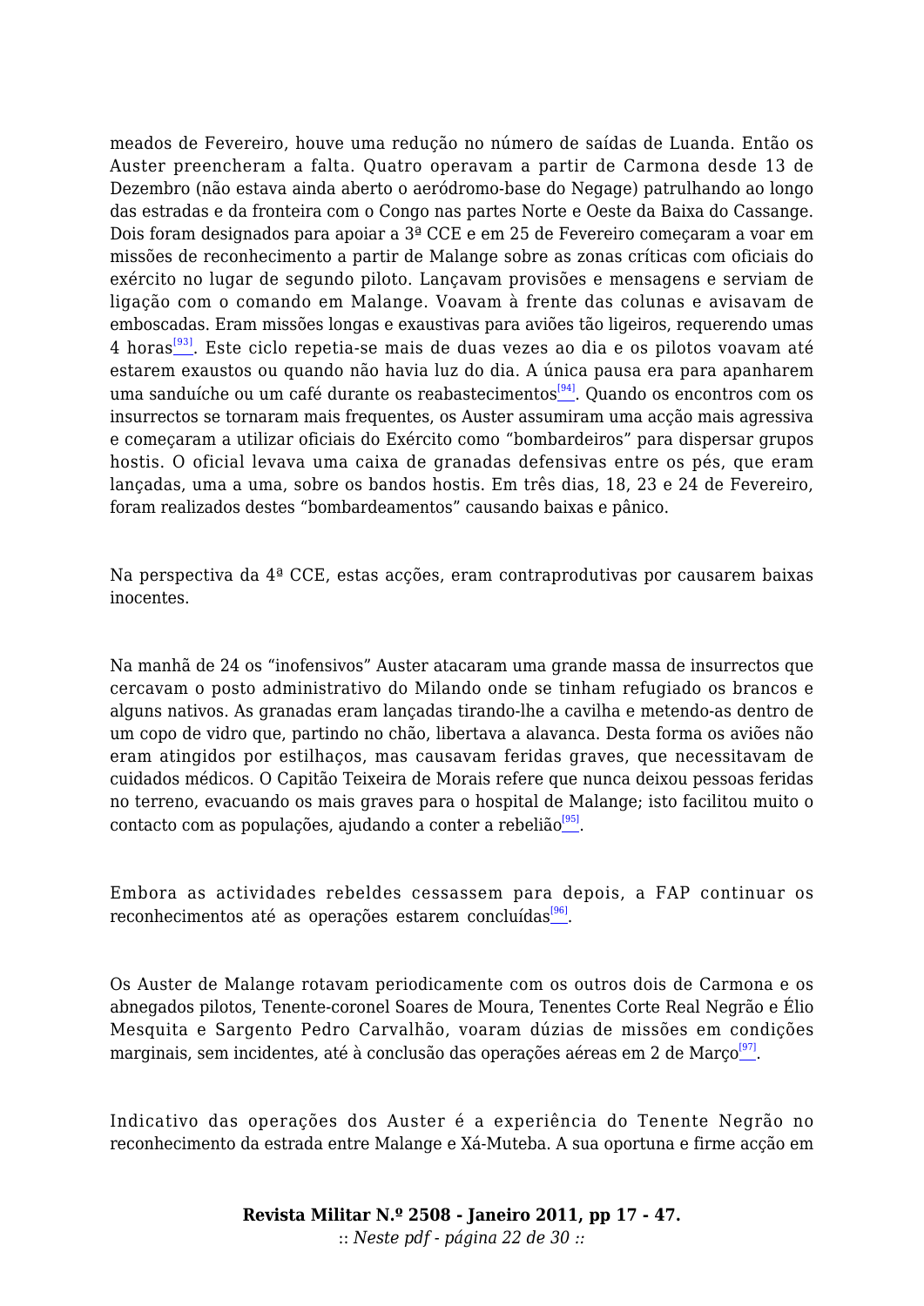meados de Fevereiro, houve uma redução no número de saídas de Luanda. Então os Auster preencheram a falta. Quatro operavam a partir de Carmona desde 13 de Dezembro (não estava ainda aberto o aeródromo-base do Negage) patrulhando ao longo das estradas e da fronteira com o Congo nas partes Norte e Oeste da Baixa do Cassange. Dois foram designados para apoiar a 3ª CCE e em 25 de Fevereiro começaram a voar em missões de reconhecimento a partir de Malange sobre as zonas críticas com oficiais do exército no lugar de segundo piloto. Lançavam provisões e mensagens e serviam de ligação com o comando em Malange. Voavam à frente das colunas e avisavam de emboscadas. Eram missões longas e exaustivas para aviões tão ligeiros, requerendo umas 4 horas[93]. Este ciclo repetia-se mais de duas vezes ao dia e os pilotos voavam até estarem exaustos ou quando não havia luz do dia. A única pausa era para apanharem uma sanduíche ou um café durante os reabastecimentos[94]. Quando os encontros com os insurrectos se tornaram mais frequentes, os Auster assumiram uma acção mais agressiva e começaram a utilizar oficiais do Exército como "bombardeiros" para dispersar grupos hostis. O oficial levava uma caixa de granadas defensivas entre os pés, que eram lançadas, uma a uma, sobre os bandos hostis. Em três dias, 18, 23 e 24 de Fevereiro, foram realizados destes "bombardeamentos" causando baixas e pânico.

Na perspectiva da 4ª CCE, estas acções, eram contraprodutivas por causarem baixas inocentes.

Na manhã de 24 os "inofensivos" Auster atacaram uma grande massa de insurrectos que cercavam o posto administrativo do Milando onde se tinham refugiado os brancos e alguns nativos. As granadas eram lançadas tirando-lhe a cavilha e metendo-as dentro de um copo de vidro que, partindo no chão, libertava a alavanca. Desta forma os aviões não eram atingidos por estilhaços, mas causavam feridas graves, que necessitavam de cuidados médicos. O Capitão Teixeira de Morais refere que nunca deixou pessoas feridas no terreno, evacuando os mais graves para o hospital de Malange; isto facilitou muito o contacto com as populações, ajudando a conter a rebelião[95].

Embora as actividades rebeldes cessassem para depois, a FAP continuar os reconhecimentos até as operações estarem concluídas[96].

Os Auster de Malange rotavam periodicamente com os outros dois de Carmona e os abnegados pilotos, Tenente-coronel Soares de Moura, Tenentes Corte Real Negrão e Élio Mesquita e Sargento Pedro Carvalhão, voaram dúzias de missões em condições marginais, sem incidentes, até à conclusão das operações aéreas em 2 de Março[97].

Indicativo das operações dos Auster é a experiência do Tenente Negrão no reconhecimento da estrada entre Malange e Xá-Muteba. A sua oportuna e firme acção em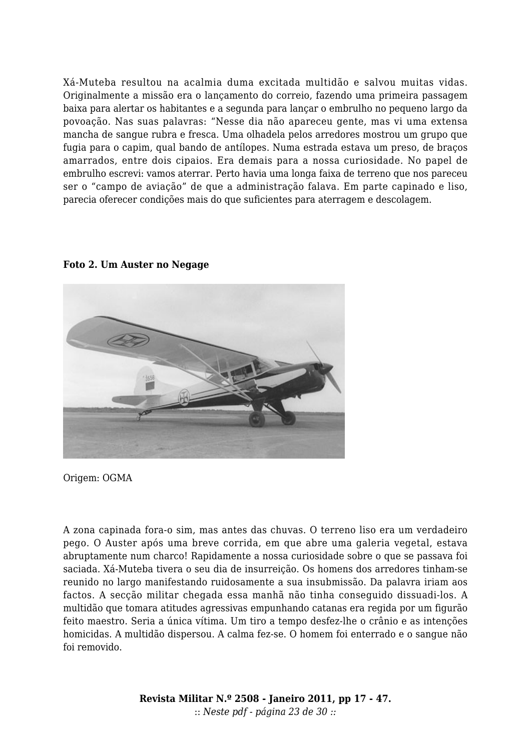Xá-Muteba resultou na acalmia duma excitada multidão e salvou muitas vidas. Originalmente a missão era o lançamento do correio, fazendo uma primeira passagem baixa para alertar os habitantes e a segunda para lançar o embrulho no pequeno largo da povoação. Nas suas palavras: "Nesse dia não apareceu gente, mas vi uma extensa mancha de sangue rubra e fresca. Uma olhadela pelos arredores mostrou um grupo que fugia para o capim, qual bando de antílopes. Numa estrada estava um preso, de braços amarrados, entre dois cipaios. Era demais para a nossa curiosidade. No papel de embrulho escrevi: vamos aterrar. Perto havia uma longa faixa de terreno que nos pareceu ser o "campo de aviação" de que a administração falava. Em parte capinado e liso, parecia oferecer condições mais do que suficientes para aterragem e descolagem.

**Foto 2. Um Auster no Negage**

Origem: OGMA

A zona capinada fora-o sim, mas antes das chuvas. O terreno liso era um verdadeiro pego. O Auster após uma breve corrida, em que abre uma galeria vegetal, estava abruptamente num charco! Rapidamente a nossa curiosidade sobre o que se passava foi saciada. Xá-Muteba tivera o seu dia de insurreição. Os homens dos arredores tinham-se reunido no largo manifestando ruidosamente a sua insubmissão. Da palavra iriam aos factos. A secção militar chegada essa manhã não tinha conseguido dissuadi-los. A multidão que tomara atitudes agressivas empunhando catanas era regida por um figurão feito maestro. Seria a única vítima. Um tiro a tempo desfez-lhe o crânio e as intenções homicidas. A multidão dispersou. A calma fez-se. O homem foi enterrado e o sangue não foi removido.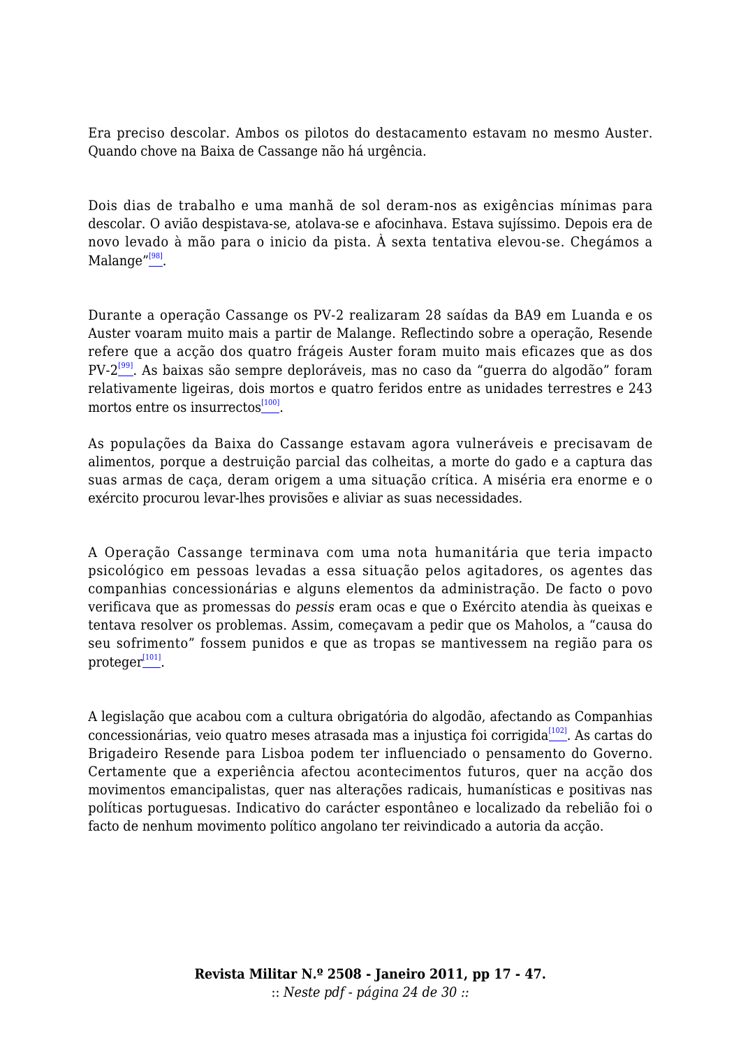Era preciso descolar. Ambos os pilotos do destacamento estavam no mesmo Auster. Quando chove na Baixa de Cassange não há urgência.

Dois dias de trabalho e uma manhã de sol deram-nos as exigências mínimas para descolar. O avião despistava-se, atolava-se e afocinhava. Estava sujíssimo. Depois era de novo levado à mão para o inicio da pista. À sexta tentativa elevou-se. Chegámos a Malange"[98].

Durante a operação Cassange os PV-2 realizaram 28 saídas da BA9 em Luanda e os Auster voaram muito mais a partir de Malange. Reflectindo sobre a operação, Resende refere que a acção dos quatro frágeis Auster foram muito mais eficazes que as dos PV-2[99]. As baixas são sempre deploráveis, mas no caso da "guerra do algodão" foram relativamente ligeiras, dois mortos e quatro feridos entre as unidades terrestres e 243 mortos entre os insurrectos[100].

As populações da Baixa do Cassange estavam agora vulneráveis e precisavam de alimentos, porque a destruição parcial das colheitas, a morte do gado e a captura das suas armas de caça, deram origem a uma situação crítica. A miséria era enorme e o exército procurou levar-lhes provisões e aliviar as suas necessidades.

A Operação Cassange terminava com uma nota humanitária que teria impacto psicológico em pessoas levadas a essa situação pelos agitadores, os agentes das companhias concessionárias e alguns elementos da administração. De facto o povo verificava que as promessas do *pessis* eram ocas e que o Exército atendia às queixas e tentava resolver os problemas. Assim, começavam a pedir que os Maholos, a "causa do seu sofrimento" fossem punidos e que as tropas se mantivessem na região para os proteger[101].

A legislação que acabou com a cultura obrigatória do algodão, afectando as Companhias concessionárias, veio quatro meses atrasada mas a injustiça foi corrigida[102]. As cartas do Brigadeiro Resende para Lisboa podem ter influenciado o pensamento do Governo. Certamente que a experiência afectou acontecimentos futuros, quer na acção dos movimentos emancipalistas, quer nas alterações radicais, humanísticas e positivas nas políticas portuguesas. Indicativo do carácter espontâneo e localizado da rebelião foi o facto de nenhum movimento político angolano ter reivindicado a autoria da acção.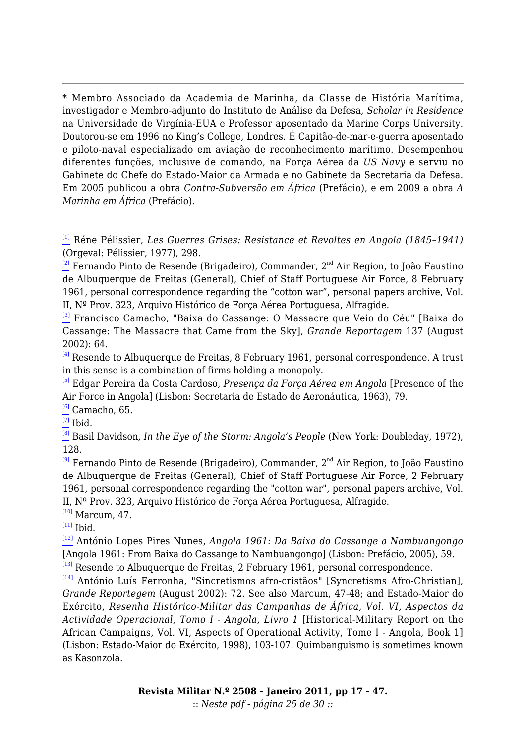---

\* Membro Associado da Academia de Marinha, da Classe de História Marítima, investigador e Membro-adjunto do Instituto de Análise da Defesa, *Scholar in Residence* na Universidade de Virgínia-EUA e Professor aposentado da Marine Corps University. Doutorou-se em 1996 no King's College, Londres. É Capitão-de-mar-e-guerra aposentado e piloto-naval especializado em aviação de reconhecimento marítimo. Desempenhou diferentes funções, inclusive de comando, na Força Aérea da *US Navy* e serviu no Gabinete do Chefe do Estado-Maior da Armada e no Gabinete da Secretaria da Defesa. Em 2005 publicou a obra *Contra-Subversão em África* (Prefácio), e em 2009 a obra *A Marinha em África* (Prefácio).

[1] Réne Pélissier, *Les Guerres Grises: Resistance et Revoltes en Angola (1845–1941)* (Orgeval: Pélissier, 1977), 298.

[2] Fernando Pinto de Resende (Brigadeiro), Commander, 2nd Air Region, to João Faustino de Albuquerque de Freitas (General), Chief of Staff Portuguese Air Force, 8 February 1961, personal correspondence regarding the "cotton war", personal papers archive, Vol. II, Nº Prov. 323, Arquivo Histórico de Força Aérea Portuguesa, Alfragide.

[3] Francisco Camacho, "Baixa do Cassange: O Massacre que Veio do Céu" [Baixa do Cassange: The Massacre that Came from the Sky], *Grande Reportagem* 137 (August 2002): 64.

[4] Resende to Albuquerque de Freitas, 8 February 1961, personal correspondence. A trust in this sense is a combination of firms holding a monopoly.

[5] Edgar Pereira da Costa Cardoso, *Presença da Força Aérea em Angola* [Presence of the Air Force in Angola] (Lisbon: Secretaria de Estado de Aeronáutica, 1963), 79.

[6] Camacho, 65.

[7] Ibid.

[8] Basil Davidson, *In the Eye of the Storm: Angola's People* (New York: Doubleday, 1972), 128.

[9] Fernando Pinto de Resende (Brigadeiro), Commander, 2nd Air Region, to João Faustino de Albuquerque de Freitas (General), Chief of Staff Portuguese Air Force, 2 February 1961, personal correspondence regarding the "cotton war", personal papers archive, Vol. II, Nº Prov. 323, Arquivo Histórico de Força Aérea Portuguesa, Alfragide.

[10] Marcum, 47.

[11] Ibid.

[12] António Lopes Pires Nunes, *Angola 1961: Da Baixa do Cassange a Nambuangongo* [Angola 1961: From Baixa do Cassange to Nambuangongo] (Lisbon: Prefácio, 2005), 59.

[13] Resende to Albuquerque de Freitas, 2 February 1961, personal correspondence.

[14] António Luís Ferronha, "Sincretismos afro-cristãos" [Syncretisms Afro-Christian], *Grande Reportegem* (August 2002): 72. See also Marcum, 47-48; and Estado-Maior do Exército, *Resenha Histórico-Militar das Campanhas de África, Vol. VI, Aspectos da Actividade Operacional, Tomo I - Angola, Livro 1* [Historical-Military Report on the African Campaigns, Vol. VI, Aspects of Operational Activity, Tome I - Angola, Book 1] (Lisbon: Estado-Maior do Exército, 1998), 103-107. Quimbanguismo is sometimes known as Kasonzola.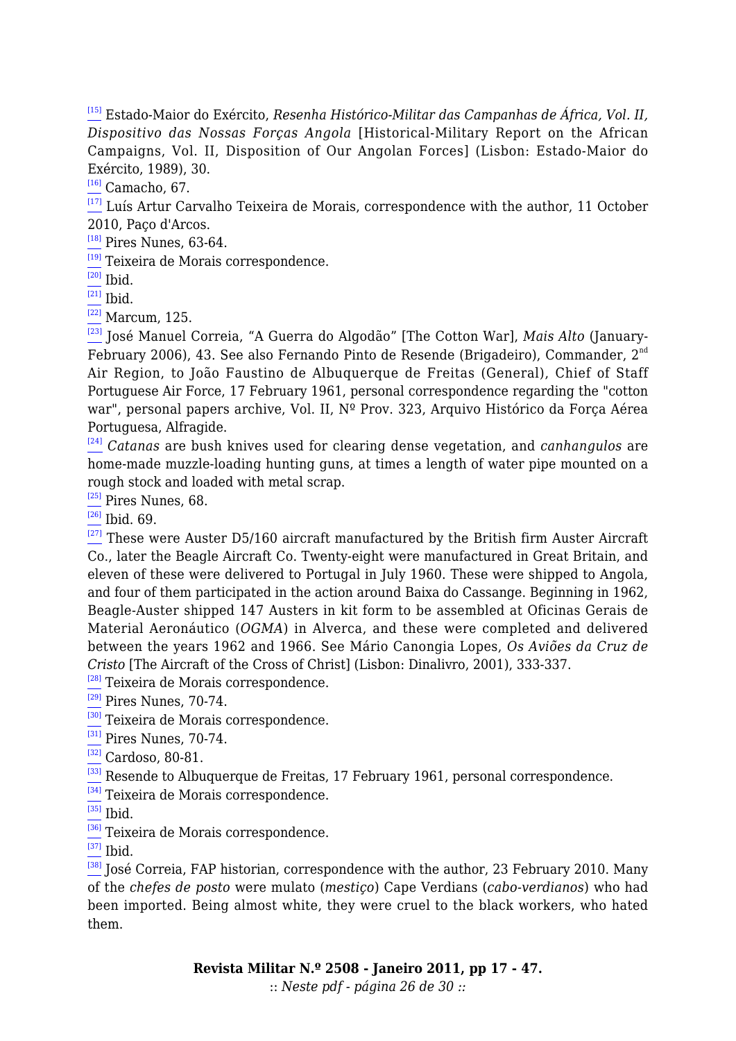[15] Estado-Maior do Exército, *Resenha Histórico-Militar das Campanhas de África, Vol. II, Dispositivo das Nossas Forças Angola* [Historical-Military Report on the African Campaigns, Vol. II, Disposition of Our Angolan Forces] (Lisbon: Estado-Maior do Exército, 1989), 30.

[16] Camacho, 67.

[17] Luís Artur Carvalho Teixeira de Morais, correspondence with the author, 11 October 2010, Paço d'Arcos.

[18] Pires Nunes, 63-64.

[19] Teixeira de Morais correspondence.

[20] Ibid.

[21] Ibid.

[22] Marcum, 125.

[23] José Manuel Correia, "A Guerra do Algodão" [The Cotton War], *Mais Alto* (January-February 2006), 43. See also Fernando Pinto de Resende (Brigadeiro), Commander, 2nd Air Region, to João Faustino de Albuquerque de Freitas (General), Chief of Staff Portuguese Air Force, 17 February 1961, personal correspondence regarding the "cotton war", personal papers archive, Vol. II, Nº Prov. 323, Arquivo Histórico da Força Aérea Portuguesa, Alfragide.

[24] *Catanas* are bush knives used for clearing dense vegetation, and *canhangulos* are home-made muzzle-loading hunting guns, at times a length of water pipe mounted on a rough stock and loaded with metal scrap.

[25] Pires Nunes, 68.

[26] Ibid. 69.

[27] These were Auster D5/160 aircraft manufactured by the British firm Auster Aircraft Co., later the Beagle Aircraft Co. Twenty-eight were manufactured in Great Britain, and eleven of these were delivered to Portugal in July 1960. These were shipped to Angola, and four of them participated in the action around Baixa do Cassange. Beginning in 1962, Beagle-Auster shipped 147 Austers in kit form to be assembled at Oficinas Gerais de Material Aeronáutico (*OGMA*) in Alverca, and these were completed and delivered between the years 1962 and 1966. See Mário Canongia Lopes, *Os Aviões da Cruz de Cristo* [The Aircraft of the Cross of Christ] (Lisbon: Dinalivro, 2001), 333-337.

[28] Teixeira de Morais correspondence.

[29] Pires Nunes, 70-74.

[30] Teixeira de Morais correspondence.

[31] Pires Nunes, 70-74.

[32] Cardoso, 80-81.

[33] Resende to Albuquerque de Freitas, 17 February 1961, personal correspondence.

[34] Teixeira de Morais correspondence.

[35] Ibid.

[36] Teixeira de Morais correspondence.

[37] Ibid.

[38] José Correia, FAP historian, correspondence with the author, 23 February 2010. Many of the *chefes de posto* were mulato (*mestiço*) Cape Verdians (*cabo-verdianos*) who had been imported. Being almost white, they were cruel to the black workers, who hated them.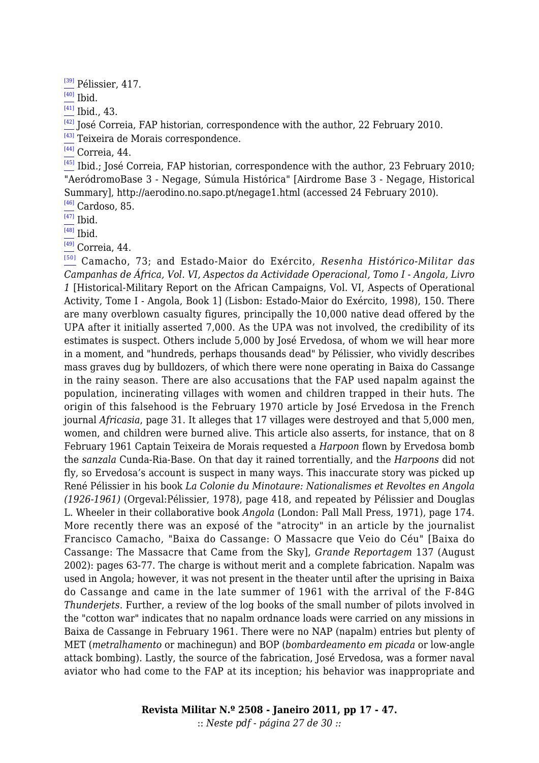[39] Pélissier, 417.

[40] Ibid.

[41] Ibid., 43.

[42] José Correia, FAP historian, correspondence with the author, 22 February 2010.

[43] Teixeira de Morais correspondence.

[44] Correia, 44.

[45] Ibid.; José Correia, FAP historian, correspondence with the author, 23 February 2010; "AeródromoBase 3 - Negage, Súmula Histórica" [Airdrome Base 3 - Negage, Historical Summary], http://aerodino.no.sapo.pt/negage1.html (accessed 24 February 2010).

[46] Cardoso, 85.

[47] Ibid.

[48] Ibid.

[49] Correia, 44.

[50] Camacho, 73; and Estado-Maior do Exército, *Resenha Histórico-Militar das Campanhas de África, Vol. VI, Aspectos da Actividade Operacional, Tomo I - Angola, Livro 1* [Historical-Military Report on the African Campaigns, Vol. VI, Aspects of Operational Activity, Tome I - Angola, Book 1] (Lisbon: Estado-Maior do Exército, 1998), 150. There are many overblown casualty figures, principally the 10,000 native dead offered by the UPA after it initially asserted 7,000. As the UPA was not involved, the credibility of its estimates is suspect. Others include 5,000 by José Ervedosa, of whom we will hear more in a moment, and "hundreds, perhaps thousands dead" by Pélissier, who vividly describes mass graves dug by bulldozers, of which there were none operating in Baixa do Cassange in the rainy season. There are also accusations that the FAP used napalm against the population, incinerating villages with women and children trapped in their huts. The origin of this falsehood is the February 1970 article by José Ervedosa in the French journal *Africasia*, page 31. It alleges that 17 villages were destroyed and that 5,000 men, women, and children were burned alive. This article also asserts, for instance, that on 8 February 1961 Captain Teixeira de Morais requested a *Harpoon* flown by Ervedosa bomb the *sanzala* Cunda-Ria-Base. On that day it rained torrentially, and the *Harpoons* did not fly, so Ervedosa's account is suspect in many ways. This inaccurate story was picked up René Pélissier in his book *La Colonie du Minotaure: Nationalismes et Revoltes en Angola (1926-1961)* (Orgeval:Pélissier, 1978), page 418, and repeated by Pélissier and Douglas L. Wheeler in their collaborative book *Angola* (London: Pall Mall Press, 1971), page 174. More recently there was an exposé of the "atrocity" in an article by the journalist Francisco Camacho, "Baixa do Cassange: O Massacre que Veio do Céu" [Baixa do Cassange: The Massacre that Came from the Sky], *Grande Reportagem* 137 (August 2002): pages 63-77. The charge is without merit and a complete fabrication. Napalm was used in Angola; however, it was not present in the theater until after the uprising in Baixa do Cassange and came in the late summer of 1961 with the arrival of the F-84G *Thunderjets*. Further, a review of the log books of the small number of pilots involved in the "cotton war" indicates that no napalm ordnance loads were carried on any missions in Baixa de Cassange in February 1961. There were no NAP (napalm) entries but plenty of MET (*metralhamento* or machinegun) and BOP (*bombardeamento em picada* or low-angle attack bombing). Lastly, the source of the fabrication, José Ervedosa, was a former naval aviator who had come to the FAP at its inception; his behavior was inappropriate and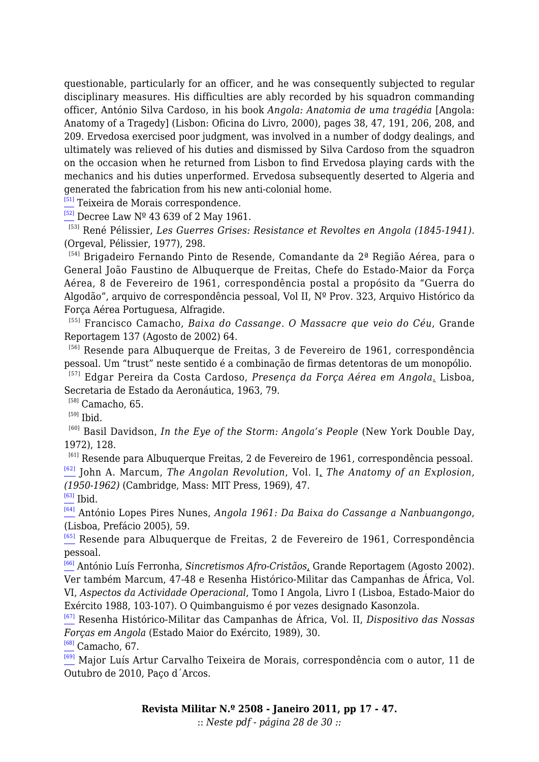questionable, particularly for an officer, and he was consequently subjected to regular disciplinary measures. His difficulties are ably recorded by his squadron commanding officer, António Silva Cardoso, in his book *Angola: Anatomia de uma tragédia* [Angola: Anatomy of a Tragedy] (Lisbon: Oficina do Livro, 2000), pages 38, 47, 191, 206, 208, and 209. Ervedosa exercised poor judgment, was involved in a number of dodgy dealings, and ultimately was relieved of his duties and dismissed by Silva Cardoso from the squadron on the occasion when he returned from Lisbon to find Ervedosa playing cards with the mechanics and his duties unperformed. Ervedosa subsequently deserted to Algeria and generated the fabrication from his new anti-colonial home.

[51] Teixeira de Morais correspondence.

[52] Decree Law Nº 43 639 of 2 May 1961.

[53] René Pélissier, *Les Guerres Grises: Resistance et Revoltes en Angola (1845-1941)*. (Orgeval, Pélissier, 1977), 298.

[54] Brigadeiro Fernando Pinto de Resende, Comandante da 2ª Região Aérea, para o General João Faustino de Albuquerque de Freitas, Chefe do Estado-Maior da Força Aérea, 8 de Fevereiro de 1961, correspondência postal a propósito da "Guerra do Algodão", arquivo de correspondência pessoal, Vol II, Nº Prov. 323, Arquivo Histórico da Força Aérea Portuguesa, Alfragide.

[55] Francisco Camacho, *Baixa do Cassange. O Massacre que veio do Céu*, Grande Reportagem 137 (Agosto de 2002) 64.

[56] Resende para Albuquerque de Freitas, 3 de Fevereiro de 1961, correspondência pessoal. Um "trust" neste sentido é a combinação de firmas detentoras de um monopólio.

[57] Edgar Pereira da Costa Cardoso, *Presença da Força Aérea em Angola*. Lisboa, Secretaria de Estado da Aeronáutica, 1963, 79.

[58] Camacho, 65.

[59] Ibid.

[60] Basil Davidson, *In the Eye of the Storm: Angola's People* (New York Double Day, 1972), 128.

[61] Resende para Albuquerque Freitas, 2 de Fevereiro de 1961, correspondência pessoal.

[62] John A. Marcum, *The Angolan Revolution*, Vol. I, *The Anatomy of an Explosion, (1950-1962)* (Cambridge, Mass: MIT Press, 1969), 47.

[63] Ibid.

[64] António Lopes Pires Nunes, *Angola 1961: Da Baixa do Cassange a Nanbuangongo*, (Lisboa, Prefácio 2005), 59.

[65] Resende para Albuquerque de Freitas, 2 de Fevereiro de 1961, Correspondência pessoal.

[66] António Luís Ferronha, *Sincretismos Afro-Cristãos*, Grande Reportagem (Agosto 2002). Ver também Marcum, 47-48 e Resenha Histórico-Militar das Campanhas de África, Vol. VI, *Aspectos da Actividade Operacional*, Tomo I Angola, Livro I (Lisboa, Estado-Maior do Exército 1988, 103-107). O Quimbanguismo é por vezes designado Kasonzola.

[67] Resenha Histórico-Militar das Campanhas de África, Vol. II, *Dispositivo das Nossas Forças em Angola* (Estado Maior do Exército, 1989), 30.

[68] Camacho, 67.

[69] Major Luís Artur Carvalho Teixeira de Morais, correspondência com o autor, 11 de Outubro de 2010, Paço d´Arcos.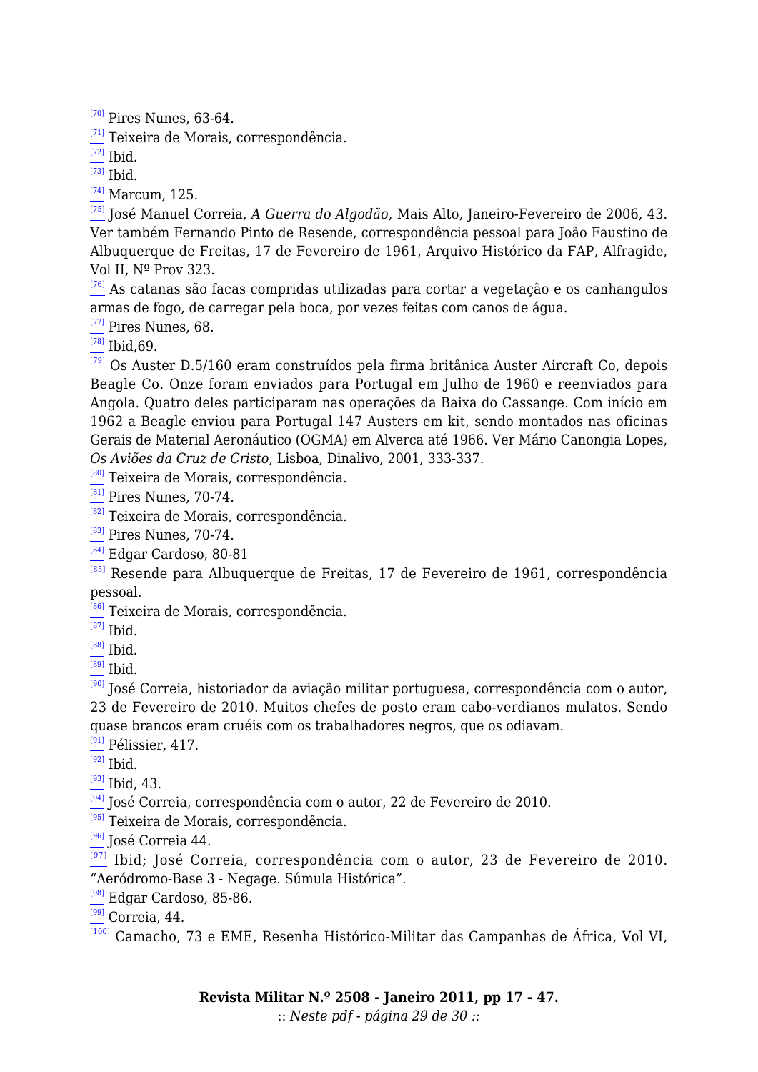[70] Pires Nunes, 63-64.
[71] Teixeira de Morais, correspondência.
[72] Ibid.
[73] Ibid.
[74] Marcum, 125.
[75] José Manuel Correia, *A Guerra do Algodão*, Mais Alto, Janeiro-Fevereiro de 2006, 43. Ver também Fernando Pinto de Resende, correspondência pessoal para João Faustino de Albuquerque de Freitas, 17 de Fevereiro de 1961, Arquivo Histórico da FAP, Alfragide, Vol II, Nº Prov 323.
[76] As catanas são facas compridas utilizadas para cortar a vegetação e os canhangulos armas de fogo, de carregar pela boca, por vezes feitas com canos de água.
[77] Pires Nunes, 68.
[78] Ibid,69.
[79] Os Auster D.5/160 eram construídos pela firma britânica Auster Aircraft Co, depois Beagle Co. Onze foram enviados para Portugal em Julho de 1960 e reenviados para Angola. Quatro deles participaram nas operações da Baixa do Cassange. Com início em 1962 a Beagle enviou para Portugal 147 Austers em kit, sendo montados nas oficinas Gerais de Material Aeronáutico (OGMA) em Alverca até 1966. Ver Mário Canongia Lopes, *Os Aviões da Cruz de Cristo*, Lisboa, Dinalivo, 2001, 333-337.
[80] Teixeira de Morais, correspondência.
[81] Pires Nunes, 70-74.
[82] Teixeira de Morais, correspondência.
[83] Pires Nunes, 70-74.
[84] Edgar Cardoso, 80-81
[85] Resende para Albuquerque de Freitas, 17 de Fevereiro de 1961, correspondência pessoal.
[86] Teixeira de Morais, correspondência.
[87] Ibid.
[88] Ibid.
[89] Ibid.
[90] José Correia, historiador da aviação militar portuguesa, correspondência com o autor, 23 de Fevereiro de 2010. Muitos chefes de posto eram cabo-verdianos mulatos. Sendo quase brancos eram cruéis com os trabalhadores negros, que os odiavam.
[91] Pélissier, 417.
[92] Ibid.
[93] Ibid, 43.
[94] José Correia, correspondência com o autor, 22 de Fevereiro de 2010.
[95] Teixeira de Morais, correspondência.
[96] José Correia 44.
[97] Ibid; José Correia, correspondência com o autor, 23 de Fevereiro de 2010. "Aeródromo-Base 3 - Negage. Súmula Histórica".
[98] Edgar Cardoso, 85-86.
[99] Correia, 44.
[100] Camacho, 73 e EME, Resenha Histórico-Militar das Campanhas de África, Vol VI,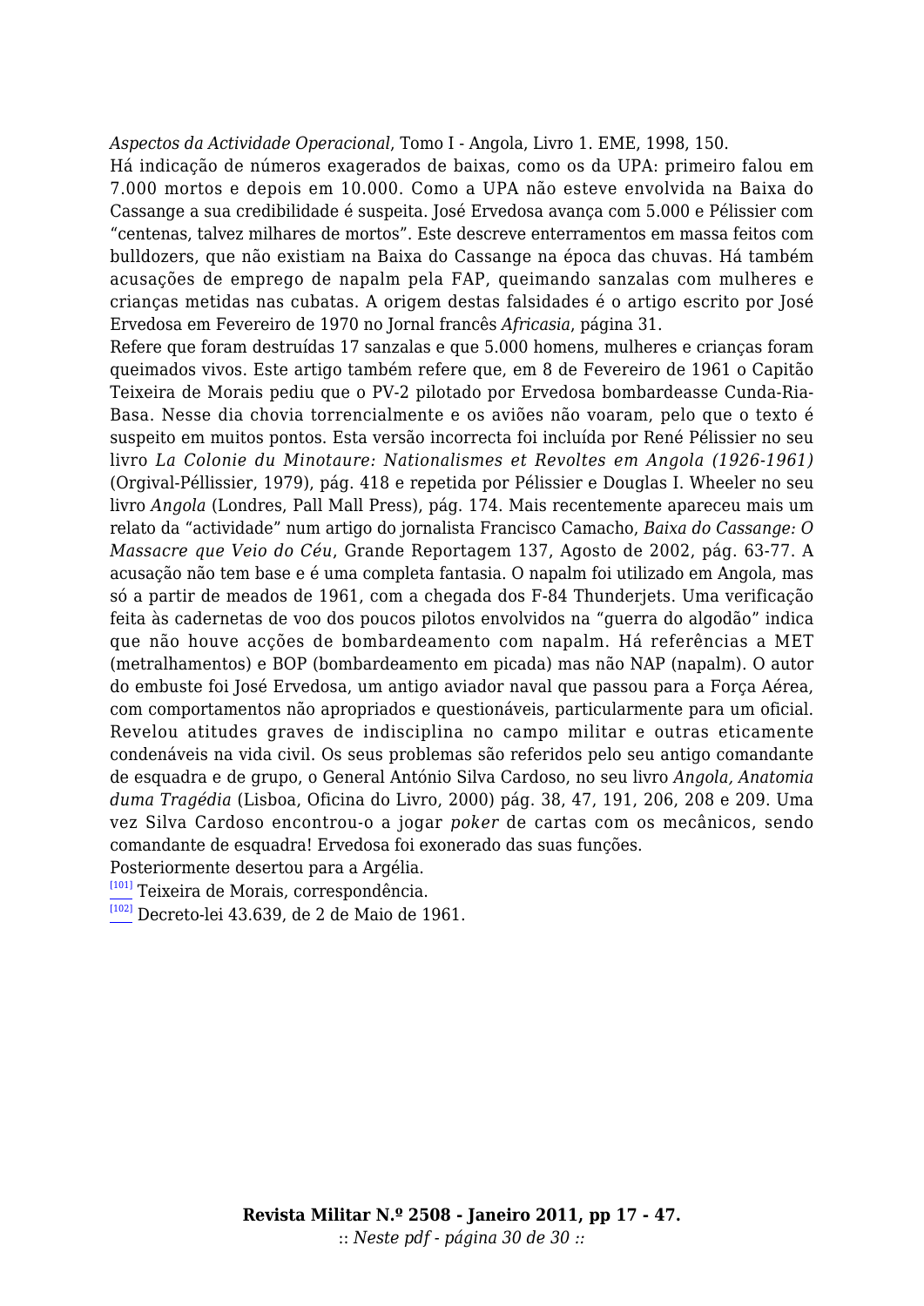*Aspectos da Actividade Operacional*, Tomo I - Angola, Livro 1. EME, 1998, 150.

Há indicação de números exagerados de baixas, como os da UPA: primeiro falou em 7.000 mortos e depois em 10.000. Como a UPA não esteve envolvida na Baixa do Cassange a sua credibilidade é suspeita. José Ervedosa avança com 5.000 e Pélissier com "centenas, talvez milhares de mortos". Este descreve enterramentos em massa feitos com bulldozers, que não existiam na Baixa do Cassange na época das chuvas. Há também acusações de emprego de napalm pela FAP, queimando sanzalas com mulheres e crianças metidas nas cubatas. A origem destas falsidades é o artigo escrito por José Ervedosa em Fevereiro de 1970 no Jornal francês *Africasia*, página 31.

Refere que foram destruídas 17 sanzalas e que 5.000 homens, mulheres e crianças foram queimados vivos. Este artigo também refere que, em 8 de Fevereiro de 1961 o Capitão Teixeira de Morais pediu que o PV-2 pilotado por Ervedosa bombardeasse Cunda-Ria-Basa. Nesse dia chovia torrencialmente e os aviões não voaram, pelo que o texto é suspeito em muitos pontos. Esta versão incorrecta foi incluída por René Pélissier no seu livro *La Colonie du Minotaure: Nationalismes et Revoltes em Angola (1926-1961)* (Orgival-Péllissier, 1979), pág. 418 e repetida por Pélissier e Douglas I. Wheeler no seu livro *Angola* (Londres, Pall Mall Press), pág. 174. Mais recentemente apareceu mais um relato da "actividade" num artigo do jornalista Francisco Camacho, *Baixa do Cassange: O Massacre que Veio do Céu*, Grande Reportagem 137, Agosto de 2002, pág. 63-77. A acusação não tem base e é uma completa fantasia. O napalm foi utilizado em Angola, mas só a partir de meados de 1961, com a chegada dos F-84 Thunderjets. Uma verificação feita às cadernetas de voo dos poucos pilotos envolvidos na "guerra do algodão" indica que não houve acções de bombardeamento com napalm. Há referências a MET (metralhamentos) e BOP (bombardeamento em picada) mas não NAP (napalm). O autor do embuste foi José Ervedosa, um antigo aviador naval que passou para a Força Aérea, com comportamentos não apropriados e questionáveis, particularmente para um oficial. Revelou atitudes graves de indisciplina no campo militar e outras eticamente condenáveis na vida civil. Os seus problemas são referidos pelo seu antigo comandante de esquadra e de grupo, o General António Silva Cardoso, no seu livro *Angola, Anatomia duma Tragédia* (Lisboa, Oficina do Livro, 2000) pág. 38, 47, 191, 206, 208 e 209. Uma vez Silva Cardoso encontrou-o a jogar *poker* de cartas com os mecânicos, sendo comandante de esquadra! Ervedosa foi exonerado das suas funções.

Posteriormente desertou para a Argélia.

[101] Teixeira de Morais, correspondência.

[102] Decreto-lei 43.639, de 2 de Maio de 1961.